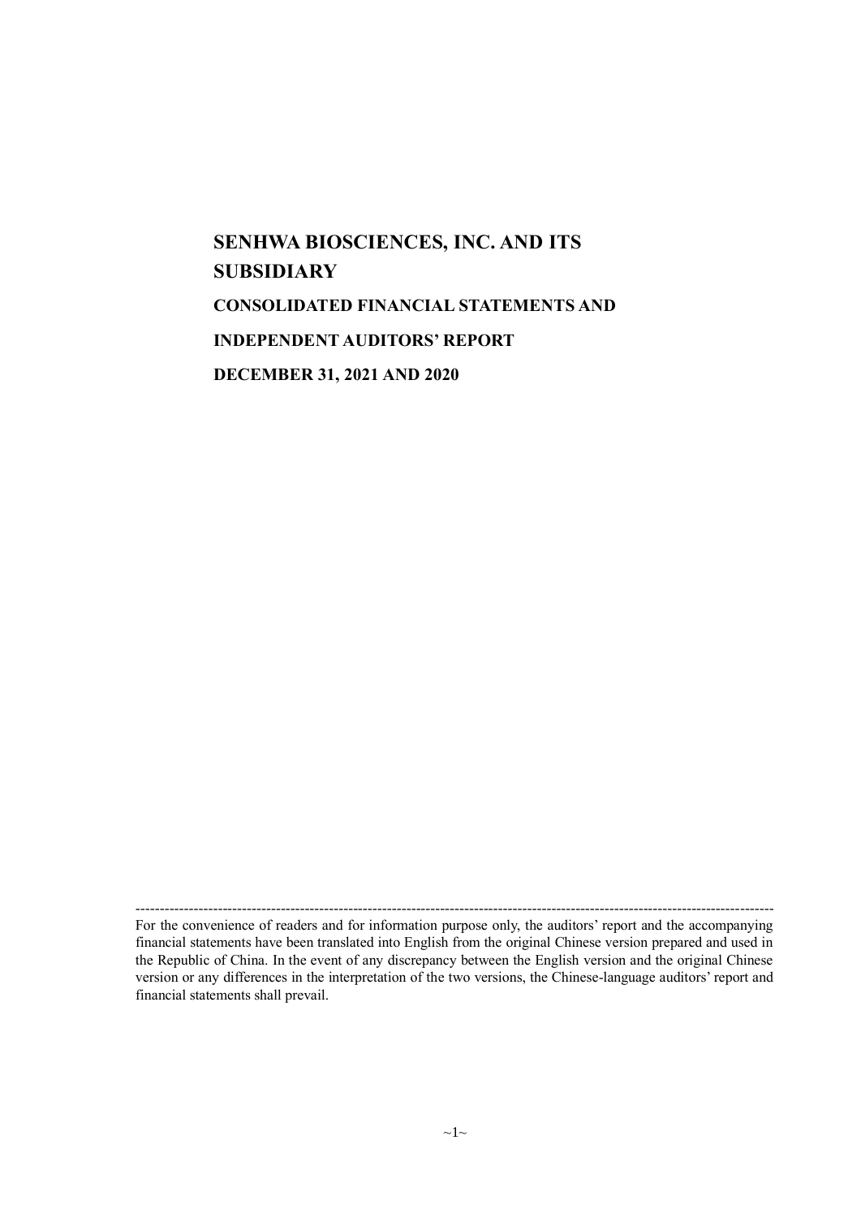# SENHWA BIOSCIENCES, INC. AND ITS SUBSIDIARY

## CONSOLIDATED FINANCIAL STATEMENTS AND

## INDEPENDENT AUDITORS' REPORT

## DECEMBER 31, 2021 AND 2020

---

For the convenience of readers and for information purpose only, the auditors' report and the accompanying financial statements have been translated into English from the original Chinese version prepared and used in the Republic of China. In the event of any discrepancy between the English version and the original Chinese version or any differences in the interpretation of the two versions, the Chinese-language auditors' report and financial statements shall prevail.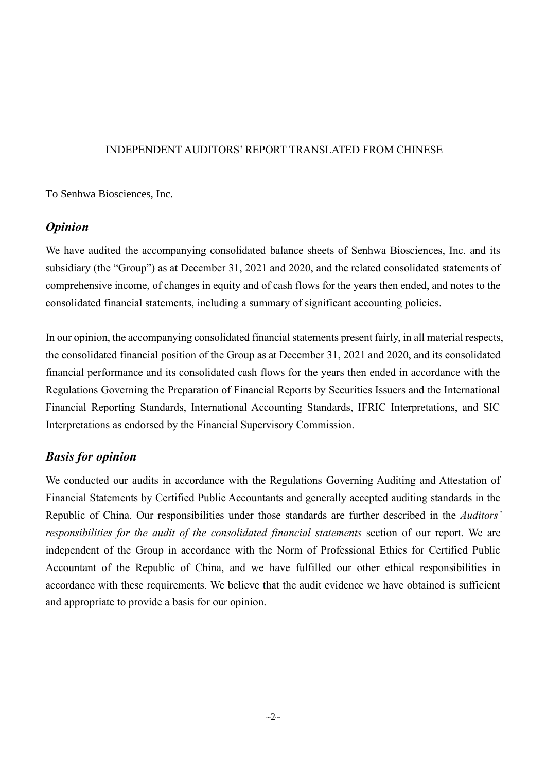INDEPENDENT AUDITORS' REPORT TRANSLATED FROM CHINESE

To Senhwa Biosciences, Inc.

## *Opinion*

We have audited the accompanying consolidated balance sheets of Senhwa Biosciences, Inc. and its subsidiary (the "Group") as at December 31, 2021 and 2020, and the related consolidated statements of comprehensive income, of changes in equity and of cash flows for the years then ended, and notes to the consolidated financial statements, including a summary of significant accounting policies.

In our opinion, the accompanying consolidated financial statements present fairly, in all material respects, the consolidated financial position of the Group as at December 31, 2021 and 2020, and its consolidated financial performance and its consolidated cash flows for the years then ended in accordance with the Regulations Governing the Preparation of Financial Reports by Securities Issuers and the International Financial Reporting Standards, International Accounting Standards, IFRIC Interpretations, and SIC Interpretations as endorsed by the Financial Supervisory Commission.

## *Basis for opinion*

We conducted our audits in accordance with the Regulations Governing Auditing and Attestation of Financial Statements by Certified Public Accountants and generally accepted auditing standards in the Republic of China. Our responsibilities under those standards are further described in the *Auditors' responsibilities for the audit of the consolidated financial statements* section of our report. We are independent of the Group in accordance with the Norm of Professional Ethics for Certified Public Accountant of the Republic of China, and we have fulfilled our other ethical responsibilities in accordance with these requirements. We believe that the audit evidence we have obtained is sufficient and appropriate to provide a basis for our opinion.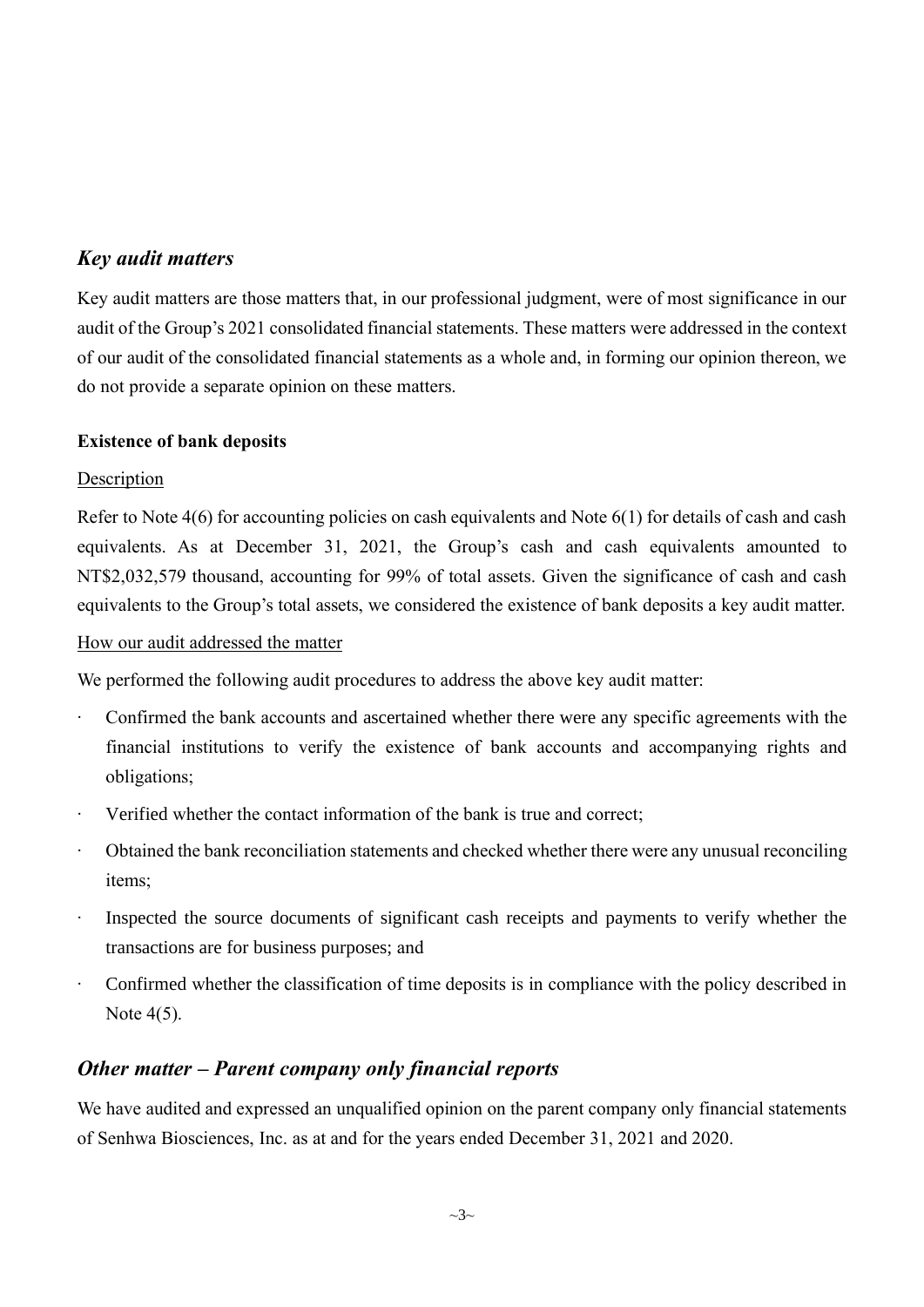## *Key audit matters*

Key audit matters are those matters that, in our professional judgment, were of most significance in our audit of the Group's 2021 consolidated financial statements. These matters were addressed in the context of our audit of the consolidated financial statements as a whole and, in forming our opinion thereon, we do not provide a separate opinion on these matters.

### Existence of bank deposits

Description

Refer to Note 4(6) for accounting policies on cash equivalents and Note 6(1) for details of cash and cash equivalents. As at December 31, 2021, the Group's cash and cash equivalents amounted to NT$2,032,579 thousand, accounting for 99% of total assets. Given the significance of cash and cash equivalents to the Group's total assets, we considered the existence of bank deposits a key audit matter.

How our audit addressed the matter

We performed the following audit procedures to address the above key audit matter:

- Confirmed the bank accounts and ascertained whether there were any specific agreements with the financial institutions to verify the existence of bank accounts and accompanying rights and obligations;
- Verified whether the contact information of the bank is true and correct;
- Obtained the bank reconciliation statements and checked whether there were any unusual reconciling items;
- Inspected the source documents of significant cash receipts and payments to verify whether the transactions are for business purposes; and
- Confirmed whether the classification of time deposits is in compliance with the policy described in Note 4(5).

## *Other matter – Parent company only financial reports*

We have audited and expressed an unqualified opinion on the parent company only financial statements of Senhwa Biosciences, Inc. as at and for the years ended December 31, 2021 and 2020.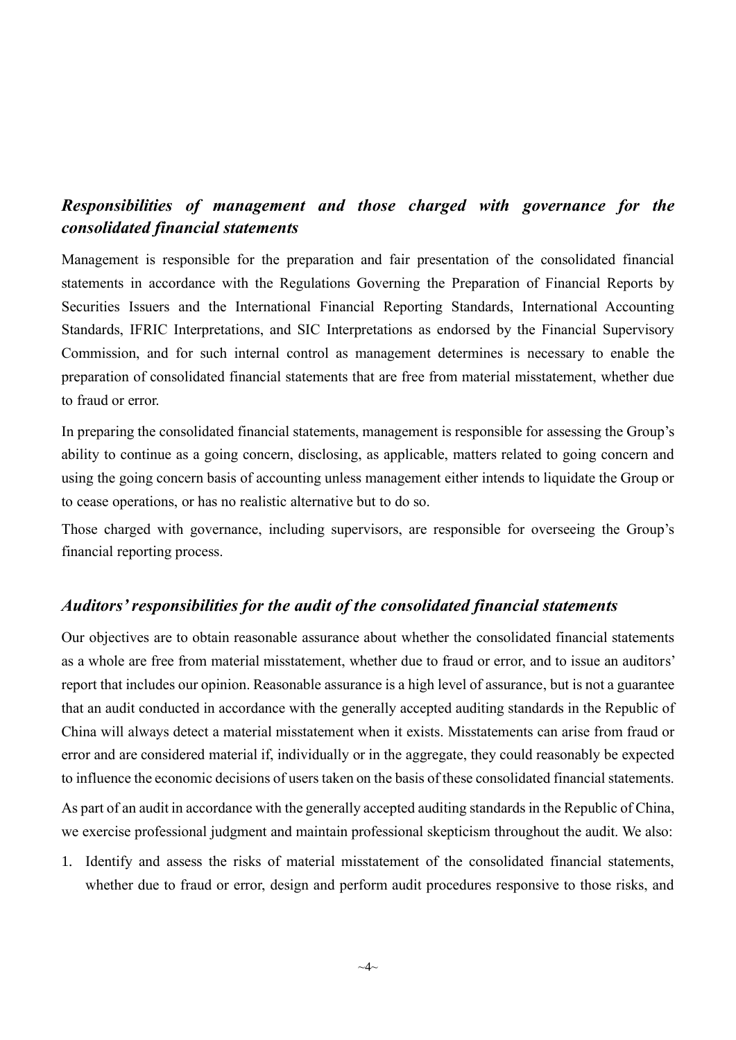## *Responsibilities of management and those charged with governance for the consolidated financial statements*

Management is responsible for the preparation and fair presentation of the consolidated financial statements in accordance with the Regulations Governing the Preparation of Financial Reports by Securities Issuers and the International Financial Reporting Standards, International Accounting Standards, IFRIC Interpretations, and SIC Interpretations as endorsed by the Financial Supervisory Commission, and for such internal control as management determines is necessary to enable the preparation of consolidated financial statements that are free from material misstatement, whether due to fraud or error.

In preparing the consolidated financial statements, management is responsible for assessing the Group's ability to continue as a going concern, disclosing, as applicable, matters related to going concern and using the going concern basis of accounting unless management either intends to liquidate the Group or to cease operations, or has no realistic alternative but to do so.

Those charged with governance, including supervisors, are responsible for overseeing the Group's financial reporting process.

## *Auditors' responsibilities for the audit of the consolidated financial statements*

Our objectives are to obtain reasonable assurance about whether the consolidated financial statements as a whole are free from material misstatement, whether due to fraud or error, and to issue an auditors' report that includes our opinion. Reasonable assurance is a high level of assurance, but is not a guarantee that an audit conducted in accordance with the generally accepted auditing standards in the Republic of China will always detect a material misstatement when it exists. Misstatements can arise from fraud or error and are considered material if, individually or in the aggregate, they could reasonably be expected to influence the economic decisions of users taken on the basis of these consolidated financial statements.

As part of an audit in accordance with the generally accepted auditing standards in the Republic of China, we exercise professional judgment and maintain professional skepticism throughout the audit. We also:

1. Identify and assess the risks of material misstatement of the consolidated financial statements, whether due to fraud or error, design and perform audit procedures responsive to those risks, and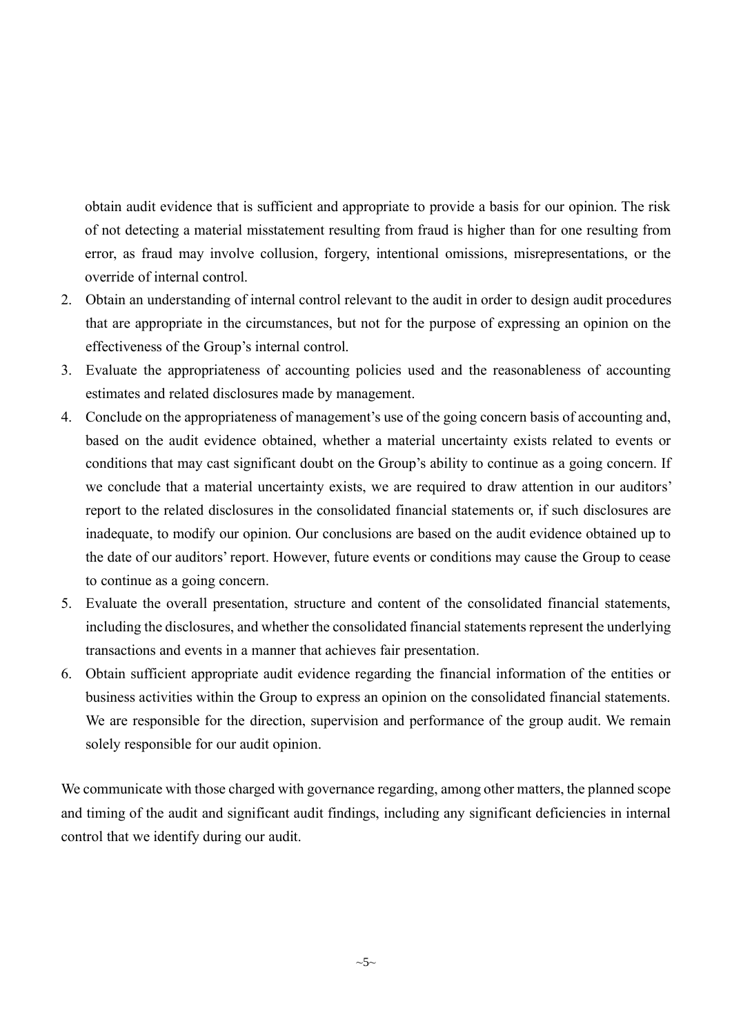obtain audit evidence that is sufficient and appropriate to provide a basis for our opinion. The risk of not detecting a material misstatement resulting from fraud is higher than for one resulting from error, as fraud may involve collusion, forgery, intentional omissions, misrepresentations, or the override of internal control.

2. Obtain an understanding of internal control relevant to the audit in order to design audit procedures that are appropriate in the circumstances, but not for the purpose of expressing an opinion on the effectiveness of the Group's internal control.
3. Evaluate the appropriateness of accounting policies used and the reasonableness of accounting estimates and related disclosures made by management.
4. Conclude on the appropriateness of management's use of the going concern basis of accounting and, based on the audit evidence obtained, whether a material uncertainty exists related to events or conditions that may cast significant doubt on the Group's ability to continue as a going concern. If we conclude that a material uncertainty exists, we are required to draw attention in our auditors' report to the related disclosures in the consolidated financial statements or, if such disclosures are inadequate, to modify our opinion. Our conclusions are based on the audit evidence obtained up to the date of our auditors' report. However, future events or conditions may cause the Group to cease to continue as a going concern.
5. Evaluate the overall presentation, structure and content of the consolidated financial statements, including the disclosures, and whether the consolidated financial statements represent the underlying transactions and events in a manner that achieves fair presentation.
6. Obtain sufficient appropriate audit evidence regarding the financial information of the entities or business activities within the Group to express an opinion on the consolidated financial statements. We are responsible for the direction, supervision and performance of the group audit. We remain solely responsible for our audit opinion.

We communicate with those charged with governance regarding, among other matters, the planned scope and timing of the audit and significant audit findings, including any significant deficiencies in internal control that we identify during our audit.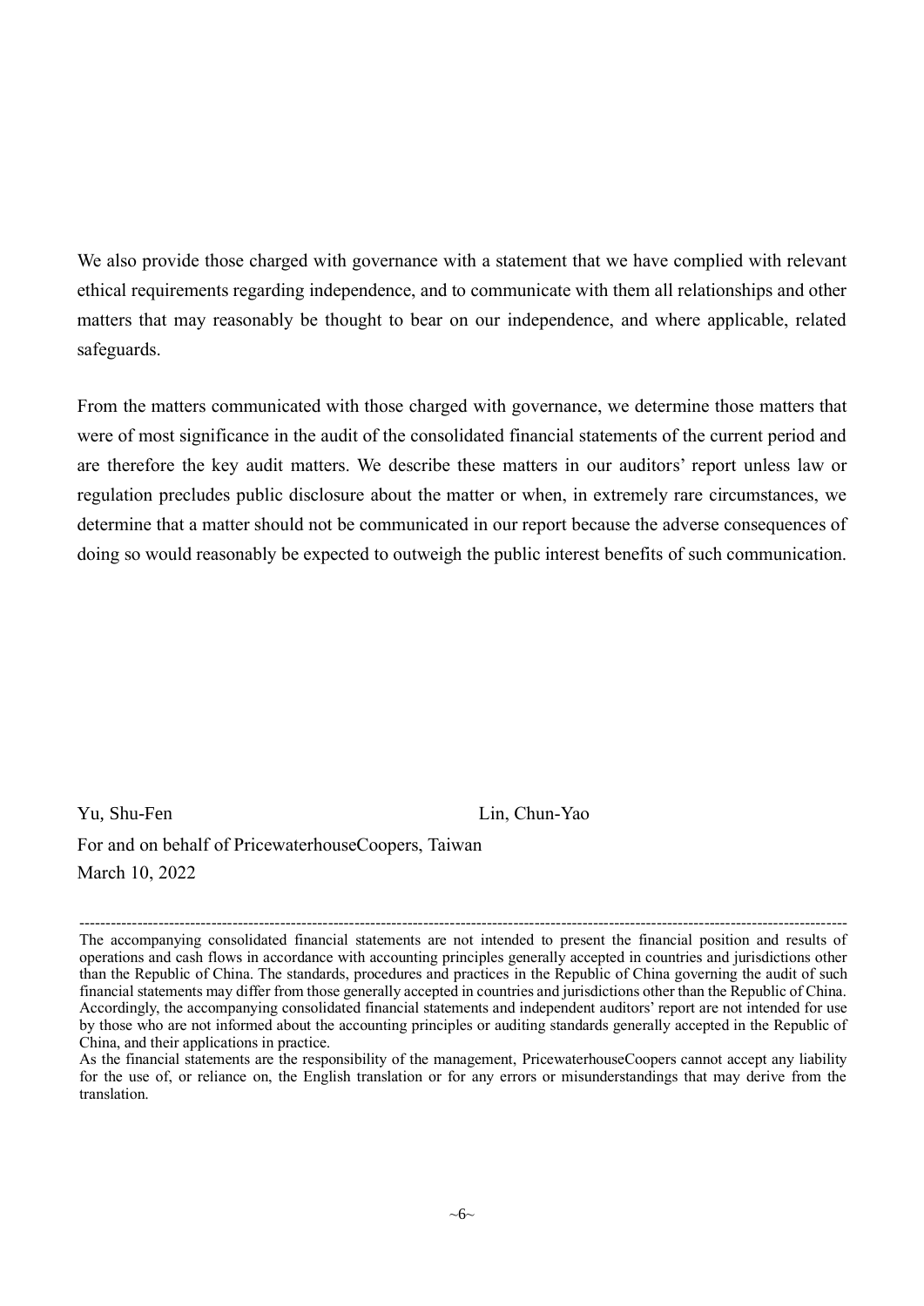We also provide those charged with governance with a statement that we have complied with relevant ethical requirements regarding independence, and to communicate with them all relationships and other matters that may reasonably be thought to bear on our independence, and where applicable, related safeguards.

From the matters communicated with those charged with governance, we determine those matters that were of most significance in the audit of the consolidated financial statements of the current period and are therefore the key audit matters. We describe these matters in our auditors' report unless law or regulation precludes public disclosure about the matter or when, in extremely rare circumstances, we determine that a matter should not be communicated in our report because the adverse consequences of doing so would reasonably be expected to outweigh the public interest benefits of such communication.

Yu, Shu-Fen                                        Lin, Chun-Yao

For and on behalf of PricewaterhouseCoopers, Taiwan

March 10, 2022

---

The accompanying consolidated financial statements are not intended to present the financial position and results of operations and cash flows in accordance with accounting principles generally accepted in countries and jurisdictions other than the Republic of China. The standards, procedures and practices in the Republic of China governing the audit of such financial statements may differ from those generally accepted in countries and jurisdictions other than the Republic of China. Accordingly, the accompanying consolidated financial statements and independent auditors' report are not intended for use by those who are not informed about the accounting principles or auditing standards generally accepted in the Republic of China, and their applications in practice.

As the financial statements are the responsibility of the management, PricewaterhouseCoopers cannot accept any liability for the use of, or reliance on, the English translation or for any errors or misunderstandings that may derive from the translation.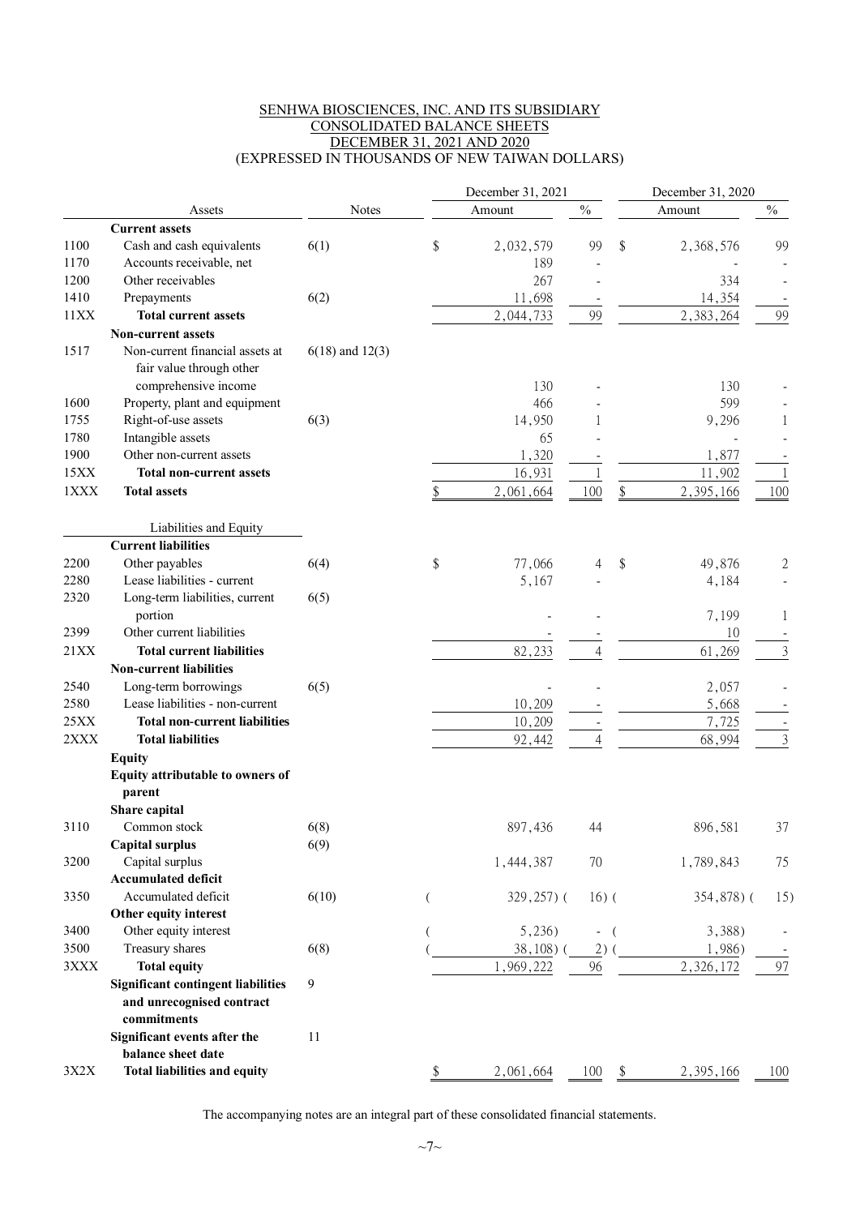SENHWA BIOSCIENCES, INC. AND ITS SUBSIDIARY
CONSOLIDATED BALANCE SHEETS
DECEMBER 31, 2021 AND 2020
(EXPRESSED IN THOUSANDS OF NEW TAIWAN DOLLARS)

| | Assets | Notes | December 31, 2021 Amount | % | December 31, 2020 Amount | % |
|---|---|---|---|---|---|---|
| | **Current assets** | | | | | |
| 1100 | Cash and cash equivalents | 6(1) | $ 2,032,579 | 99 | $ 2,368,576 | 99 |
| 1170 | Accounts receivable, net | | 189 | - | - | - |
| 1200 | Other receivables | | 267 | - | 334 | - |
| 1410 | Prepayments | 6(2) | 11,698 | - | 14,354 | - |
| 11XX | **Total current assets** | | 2,044,733 | 99 | 2,383,264 | 99 |
| | **Non-current assets** | | | | | |
| 1517 | Non-current financial assets at fair value through other comprehensive income | 6(18) and 12(3) | 130 | - | 130 | - |
| 1600 | Property, plant and equipment | | 466 | - | 599 | - |
| 1755 | Right-of-use assets | 6(3) | 14,950 | 1 | 9,296 | 1 |
| 1780 | Intangible assets | | 65 | - | - | - |
| 1900 | Other non-current assets | | 1,320 | - | 1,877 | - |
| 15XX | **Total non-current assets** | | 16,931 | 1 | 11,902 | 1 |
| 1XXX | **Total assets** | | $ 2,061,664 | 100 | $ 2,395,166 | 100 |
| | Liabilities and Equity | | | | | |
| | **Current liabilities** | | | | | |
| 2200 | Other payables | 6(4) | $ 77,066 | 4 | $ 49,876 | 2 |
| 2280 | Lease liabilities - current | | 5,167 | - | 4,184 | - |
| 2320 | Long-term liabilities, current portion | 6(5) | - | - | 7,199 | 1 |
| 2399 | Other current liabilities | | - | - | 10 | - |
| 21XX | **Total current liabilities** | | 82,233 | 4 | 61,269 | 3 |
| | **Non-current liabilities** | | | | | |
| 2540 | Long-term borrowings | 6(5) | - | - | 2,057 | - |
| 2580 | Lease liabilities - non-current | | 10,209 | - | 5,668 | - |
| 25XX | **Total non-current liabilities** | | 10,209 | - | 7,725 | - |
| 2XXX | **Total liabilities** | | 92,442 | 4 | 68,994 | 3 |
| | **Equity** | | | | | |
| | **Equity attributable to owners of parent** | | | | | |
| | **Share capital** | | | | | |
| 3110 | Common stock | 6(8) | 897,436 | 44 | 896,581 | 37 |
| | **Capital surplus** | 6(9) | | | | |
| 3200 | Capital surplus | | 1,444,387 | 70 | 1,789,843 | 75 |
| | **Accumulated deficit** | | | | | |
| 3350 | Accumulated deficit | 6(10) | ( 329,257) | ( 16) | ( 354,878) | ( 15) |
| | **Other equity interest** | | | | | |
| 3400 | Other equity interest | | ( 5,236) | - | ( 3,388) | - |
| 3500 | Treasury shares | 6(8) | ( 38,108) | ( 2) | ( 1,986) | - |
| 3XXX | **Total equity** | | 1,969,222 | 96 | 2,326,172 | 97 |
| | **Significant contingent liabilities and unrecognised contract commitments** | 9 | | | | |
| | **Significant events after the balance sheet date** | 11 | | | | |
| 3X2X | **Total liabilities and equity** | | $ 2,061,664 | 100 | $ 2,395,166 | 100 |

The accompanying notes are an integral part of these consolidated financial statements.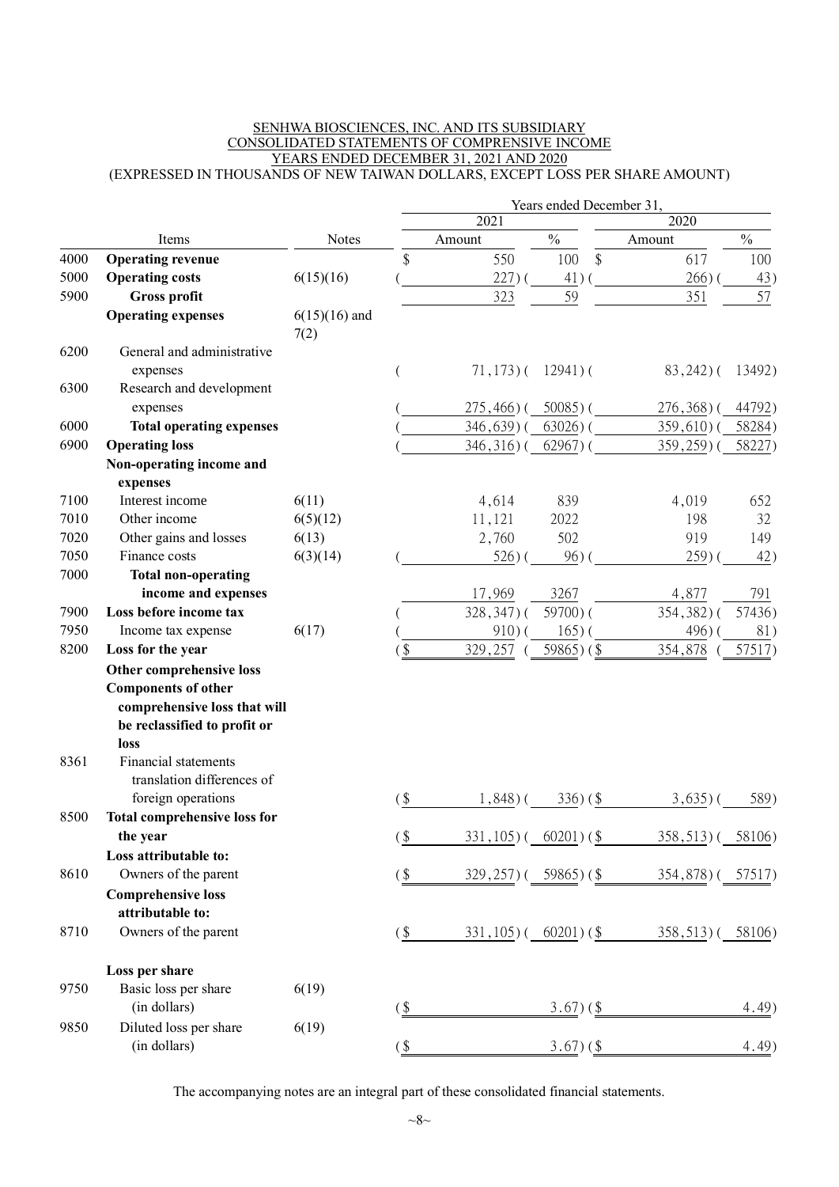SENHWA BIOSCIENCES, INC. AND ITS SUBSIDIARY
CONSOLIDATED STATEMENTS OF COMPRENSIVE INCOME
YEARS ENDED DECEMBER 31, 2021 AND 2020
(EXPRESSED IN THOUSANDS OF NEW TAIWAN DOLLARS, EXCEPT LOSS PER SHARE AMOUNT)

| | Items | Notes | 2021 Amount | 2021 % | 2020 Amount | 2020 % |
|---|---|---|---|---|---|---|
| 4000 | **Operating revenue** | | $ 550 | 100 | $ 617 | 100 |
| 5000 | **Operating costs** | 6(15)(16) | ( 227) | ( 41) | ( 266) | ( 43) |
| 5900 | **Gross profit** | | 323 | 59 | 351 | 57 |
| | **Operating expenses** | 6(15)(16) and 7(2) | | | | |
| 6200 | General and administrative expenses | | ( 71,173) | ( 12941) | ( 83,242) | ( 13492) |
| 6300 | Research and development expenses | | ( 275,466) | ( 50085) | ( 276,368) | ( 44792) |
| 6000 | **Total operating expenses** | | ( 346,639) | ( 63026) | ( 359,610) | ( 58284) |
| 6900 | **Operating loss** | | ( 346,316) | ( 62967) | ( 359,259) | ( 58227) |
| | **Non-operating income and expenses** | | | | | |
| 7100 | Interest income | 6(11) | 4,614 | 839 | 4,019 | 652 |
| 7010 | Other income | 6(5)(12) | 11,121 | 2022 | 198 | 32 |
| 7020 | Other gains and losses | 6(13) | 2,760 | 502 | 919 | 149 |
| 7050 | Finance costs | 6(3)(14) | ( 526) | ( 96) | ( 259) | ( 42) |
| 7000 | **Total non-operating income and expenses** | | 17,969 | 3267 | 4,877 | 791 |
| 7900 | **Loss before income tax** | | ( 328,347) | ( 59700) | ( 354,382) | ( 57436) |
| 7950 | Income tax expense | 6(17) | ( 910) | ( 165) | ( 496) | ( 81) |
| 8200 | **Loss for the year** | | ($ 329,257 | ( 59865) | ($ 354,878 | ( 57517) |
| | **Other comprehensive loss** | | | | | |
| | **Components of other comprehensive loss that will be reclassified to profit or loss** | | | | | |
| 8361 | Financial statements translation differences of foreign operations | | ($ 1,848) | ( 336) | ($ 3,635) | ( 589) |
| 8500 | **Total comprehensive loss for the year** | | ($ 331,105) | ( 60201) | ($ 358,513) | ( 58106) |
| | **Loss attributable to:** | | | | | |
| 8610 | Owners of the parent | | ($ 329,257) | ( 59865) | ($ 354,878) | ( 57517) |
| | **Comprehensive loss attributable to:** | | | | | |
| 8710 | Owners of the parent | | ($ 331,105) | ( 60201) | ($ 358,513) | ( 58106) |
| | **Loss per share** | | | | | |
| 9750 | Basic loss per share (in dollars) | 6(19) | ($ | 3.67) | ($ | 4.49) |
| 9850 | Diluted loss per share (in dollars) | 6(19) | ($ | 3.67) | ($ | 4.49) |

The accompanying notes are an integral part of these consolidated financial statements.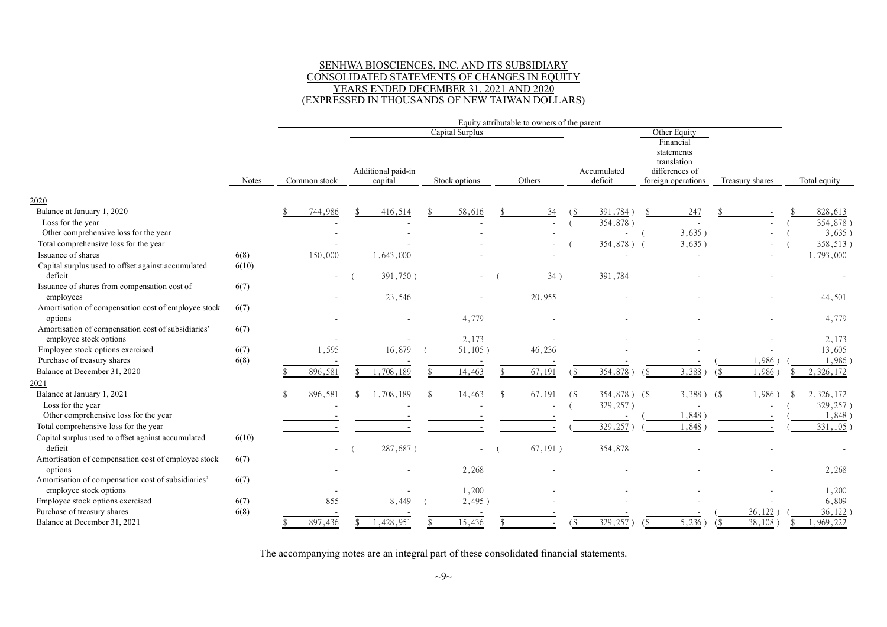# SENHWA BIOSCIENCES, INC. AND ITS SUBSIDIARY
## CONSOLIDATED STATEMENTS OF CHANGES IN EQUITY
## YEARS ENDED DECEMBER 31, 2021 AND 2020
## (EXPRESSED IN THOUSANDS OF NEW TAIWAN DOLLARS)

| | | Equity attributable to owners of the parent | | | | | | | |
|---|---|---|---|---|---|---|---|---|---|
| | | | Capital Surplus | | | | Other Equity | | |
| | Notes | Common stock | Additional paid-in capital | Stock options | Others | Accumulated deficit | Financial statements translation differences of foreign operations | Treasury shares | Total equity |
| **2020** | | | | | | | | | |
| Balance at January 1, 2020 | | $ 744,986 | $ 416,514 | $ 58,616 | $ 34 | ($ 391,784 ) | $ 247 | $ - | $ 828,613 |
| Loss for the year | | - | - | - | - | ( 354,878 ) | - | - | ( 354,878 ) |
| Other comprehensive loss for the year | | - | - | - | - | - | ( 3,635 ) | - | ( 3,635 ) |
| Total comprehensive loss for the year | | - | - | - | - | ( 354,878 ) | ( 3,635 ) | - | ( 358,513 ) |
| Issuance of shares | 6(8) | 150,000 | 1,643,000 | - | - | - | - | - | 1,793,000 |
| Capital surplus used to offset against accumulated deficit | 6(10) | - | ( 391,750 ) | - | ( 34 ) | 391,784 | - | - | - |
| Issuance of shares from compensation cost of employees | 6(7) | - | 23,546 | - | 20,955 | - | - | - | 44,501 |
| Amortisation of compensation cost of employee stock options | 6(7) | - | - | 4,779 | - | - | - | - | 4,779 |
| Amortisation of compensation cost of subsidiaries' employee stock options | 6(7) | - | - | 2,173 | - | - | - | - | 2,173 |
| Employee stock options exercised | 6(7) | 1,595 | 16,879 | ( 51,105 ) | 46,236 | - | - | - | 13,605 |
| Purchase of treasury shares | 6(8) | - | - | - | - | - | - | ( 1,986 ) | ( 1,986 ) |
| Balance at December 31, 2020 | | $ 896,581 | $ 1,708,189 | $ 14,463 | $ 67,191 | ($ 354,878 ) | ($ 3,388 ) | ($ 1,986 ) | $ 2,326,172 |
| **2021** | | | | | | | | | |
| Balance at January 1, 2021 | | $ 896,581 | $ 1,708,189 | $ 14,463 | $ 67,191 | ($ 354,878 ) | ($ 3,388 ) | ($ 1,986 ) | $ 2,326,172 |
| Loss for the year | | - | - | - | - | ( 329,257 ) | - | - | ( 329,257 ) |
| Other comprehensive loss for the year | | - | - | - | - | - | ( 1,848 ) | - | ( 1,848 ) |
| Total comprehensive loss for the year | | - | - | - | - | ( 329,257 ) | ( 1,848 ) | - | ( 331,105 ) |
| Capital surplus used to offset against accumulated deficit | 6(10) | - | ( 287,687 ) | - | ( 67,191 ) | 354,878 | - | - | - |
| Amortisation of compensation cost of employee stock options | 6(7) | - | - | 2,268 | - | - | - | - | 2,268 |
| Amortisation of compensation cost of subsidiaries' employee stock options | 6(7) | - | - | 1,200 | - | - | - | - | 1,200 |
| Employee stock options exercised | 6(7) | 855 | 8,449 | ( 2,495 ) | - | - | - | - | 6,809 |
| Purchase of treasury shares | 6(8) | - | - | - | - | - | - | ( 36,122 ) | ( 36,122 ) |
| Balance at December 31, 2021 | | $ 897,436 | $ 1,428,951 | $ 15,436 | $ - | ($ 329,257 ) | ($ 5,236 ) | ($ 38,108 ) | $ 1,969,222 |

The accompanying notes are an integral part of these consolidated financial statements.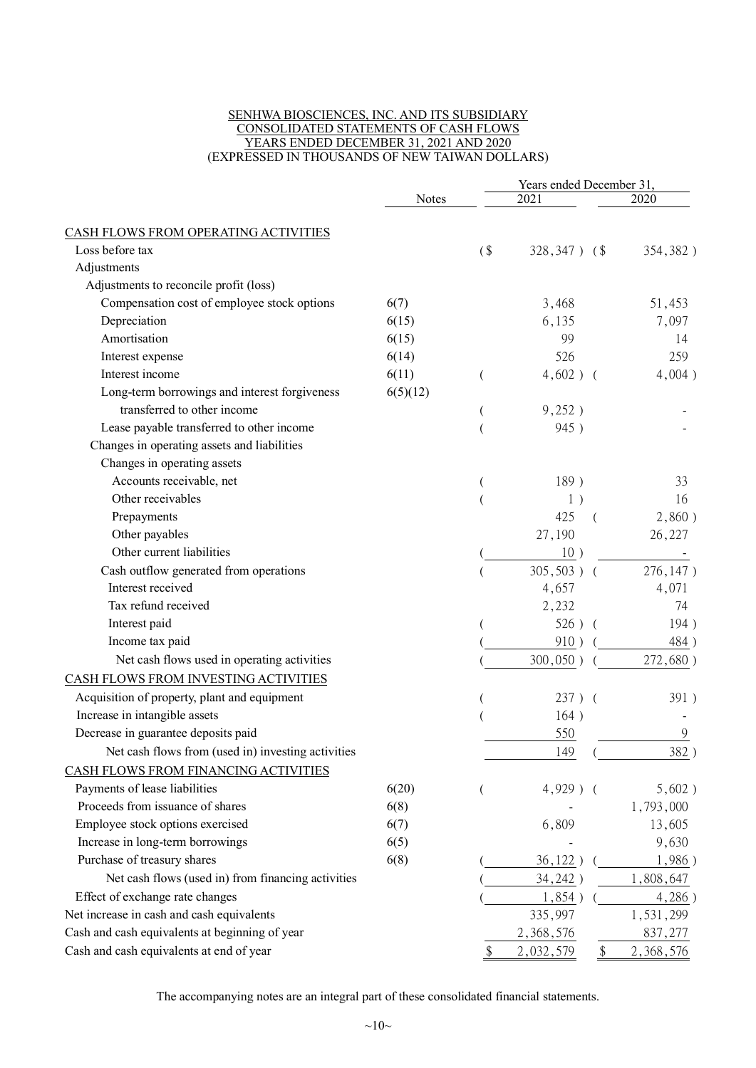SENHWA BIOSCIENCES, INC. AND ITS SUBSIDIARY
CONSOLIDATED STATEMENTS OF CASH FLOWS
YEARS ENDED DECEMBER 31, 2021 AND 2020
(EXPRESSED IN THOUSANDS OF NEW TAIWAN DOLLARS)

| | Notes | Years ended December 31, 2021 | 2020 |
|---|---|---|---|
| CASH FLOWS FROM OPERATING ACTIVITIES | | | |
| Loss before tax | | ($ 328,347 ) | ($ 354,382 ) |
| Adjustments | | | |
| Adjustments to reconcile profit (loss) | | | |
| Compensation cost of employee stock options | 6(7) | 3,468 | 51,453 |
| Depreciation | 6(15) | 6,135 | 7,097 |
| Amortisation | 6(15) | 99 | 14 |
| Interest expense | 6(14) | 526 | 259 |
| Interest income | 6(11) | ( 4,602 ) | ( 4,004 ) |
| Long-term borrowings and interest forgiveness transferred to other income | 6(5)(12) | ( 9,252 ) | - |
| Lease payable transferred to other income | | ( 945 ) | - |
| Changes in operating assets and liabilities | | | |
| Changes in operating assets | | | |
| Accounts receivable, net | | ( 189 ) | 33 |
| Other receivables | | ( 1 ) | 16 |
| Prepayments | | 425 | ( 2,860 ) |
| Other payables | | 27,190 | 26,227 |
| Other current liabilities | | ( 10 ) | - |
| Cash outflow generated from operations | | ( 305,503 ) | ( 276,147 ) |
| Interest received | | 4,657 | 4,071 |
| Tax refund received | | 2,232 | 74 |
| Interest paid | | ( 526 ) | ( 194 ) |
| Income tax paid | | ( 910 ) | ( 484 ) |
| Net cash flows used in operating activities | | ( 300,050 ) | ( 272,680 ) |
| CASH FLOWS FROM INVESTING ACTIVITIES | | | |
| Acquisition of property, plant and equipment | | ( 237 ) | ( 391 ) |
| Increase in intangible assets | | ( 164 ) | - |
| Decrease in guarantee deposits paid | | 550 | 9 |
| Net cash flows from (used in) investing activities | | 149 | ( 382 ) |
| CASH FLOWS FROM FINANCING ACTIVITIES | | | |
| Payments of lease liabilities | 6(20) | ( 4,929 ) | ( 5,602 ) |
| Proceeds from issuance of shares | 6(8) | - | 1,793,000 |
| Employee stock options exercised | 6(7) | 6,809 | 13,605 |
| Increase in long-term borrowings | 6(5) | - | 9,630 |
| Purchase of treasury shares | 6(8) | ( 36,122 ) | ( 1,986 ) |
| Net cash flows (used in) from financing activities | | ( 34,242 ) | 1,808,647 |
| Effect of exchange rate changes | | ( 1,854 ) | ( 4,286 ) |
| Net increase in cash and cash equivalents | | 335,997 | 1,531,299 |
| Cash and cash equivalents at beginning of year | | 2,368,576 | 837,277 |
| Cash and cash equivalents at end of year | | $ 2,032,579 | $ 2,368,576 |

The accompanying notes are an integral part of these consolidated financial statements.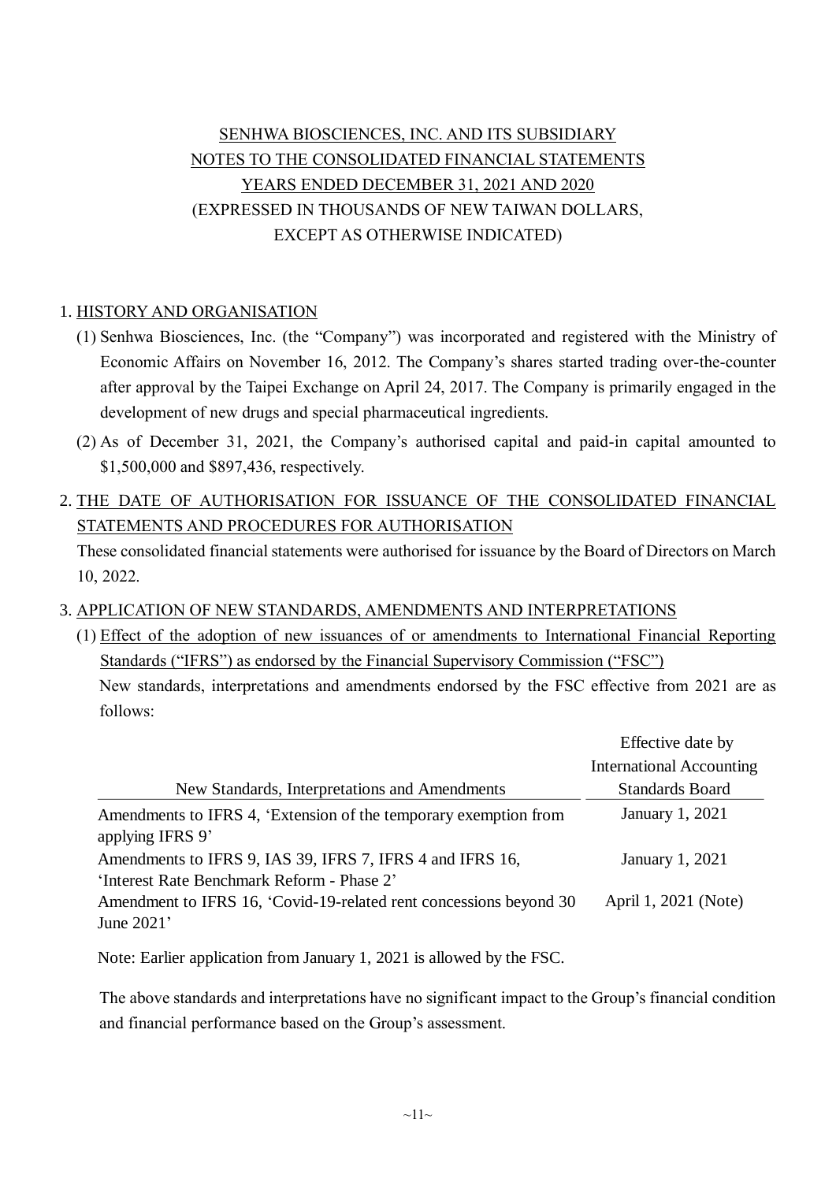# SENHWA BIOSCIENCES, INC. AND ITS SUBSIDIARY
# NOTES TO THE CONSOLIDATED FINANCIAL STATEMENTS
# YEARS ENDED DECEMBER 31, 2021 AND 2020
(EXPRESSED IN THOUSANDS OF NEW TAIWAN DOLLARS, EXCEPT AS OTHERWISE INDICATED)

## 1. HISTORY AND ORGANISATION

(1) Senhwa Biosciences, Inc. (the "Company") was incorporated and registered with the Ministry of Economic Affairs on November 16, 2012. The Company's shares started trading over-the-counter after approval by the Taipei Exchange on April 24, 2017. The Company is primarily engaged in the development of new drugs and special pharmaceutical ingredients.

(2) As of December 31, 2021, the Company's authorised capital and paid-in capital amounted to \$1,500,000 and \$897,436, respectively.

## 2. THE DATE OF AUTHORISATION FOR ISSUANCE OF THE CONSOLIDATED FINANCIAL STATEMENTS AND PROCEDURES FOR AUTHORISATION

These consolidated financial statements were authorised for issuance by the Board of Directors on March 10, 2022.

## 3. APPLICATION OF NEW STANDARDS, AMENDMENTS AND INTERPRETATIONS

(1) Effect of the adoption of new issuances of or amendments to International Financial Reporting Standards ("IFRS") as endorsed by the Financial Supervisory Commission ("FSC")

New standards, interpretations and amendments endorsed by the FSC effective from 2021 are as follows:

| New Standards, Interpretations and Amendments | Effective date by International Accounting Standards Board |
|---|---|
| Amendments to IFRS 4, 'Extension of the temporary exemption from applying IFRS 9' | January 1, 2021 |
| Amendments to IFRS 9, IAS 39, IFRS 7, IFRS 4 and IFRS 16, 'Interest Rate Benchmark Reform - Phase 2' | January 1, 2021 |
| Amendment to IFRS 16, 'Covid-19-related rent concessions beyond 30 June 2021' | April 1, 2021 (Note) |

Note: Earlier application from January 1, 2021 is allowed by the FSC.

The above standards and interpretations have no significant impact to the Group's financial condition and financial performance based on the Group's assessment.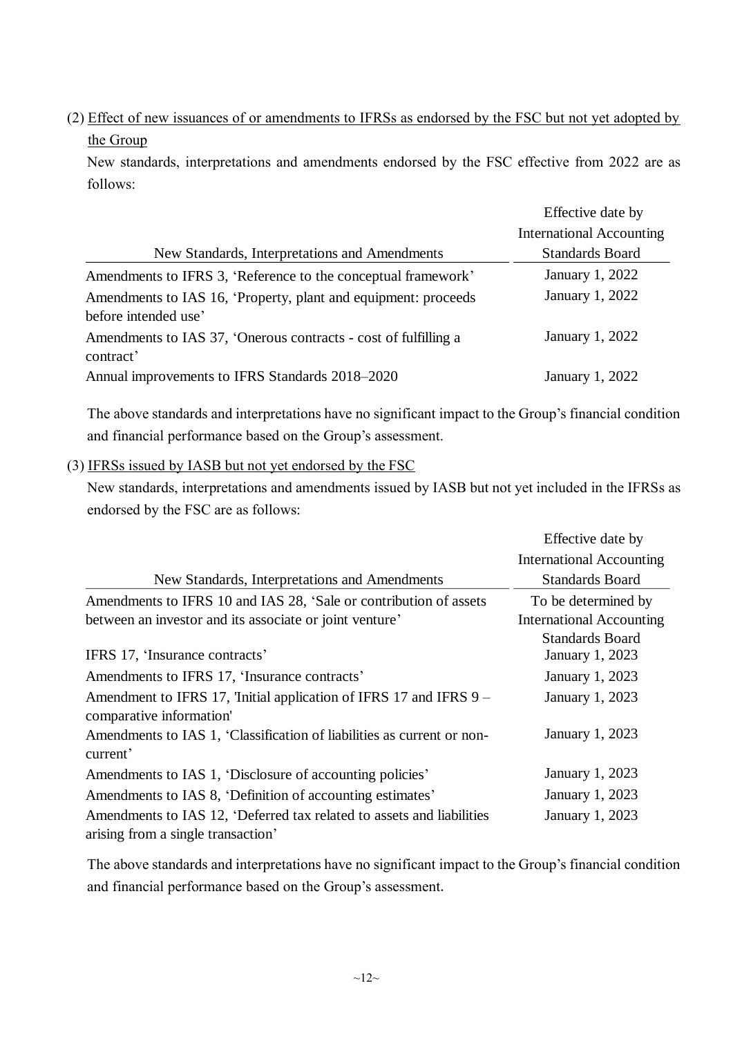(2) Effect of new issuances of or amendments to IFRSs as endorsed by the FSC but not yet adopted by the Group

New standards, interpretations and amendments endorsed by the FSC effective from 2022 are as follows:

| New Standards, Interpretations and Amendments | Effective date by International Accounting Standards Board |
|---|---|
| Amendments to IFRS 3, 'Reference to the conceptual framework' | January 1, 2022 |
| Amendments to IAS 16, 'Property, plant and equipment: proceeds before intended use' | January 1, 2022 |
| Amendments to IAS 37, 'Onerous contracts - cost of fulfilling a contract' | January 1, 2022 |
| Annual improvements to IFRS Standards 2018–2020 | January 1, 2022 |

The above standards and interpretations have no significant impact to the Group's financial condition and financial performance based on the Group's assessment.

(3) IFRSs issued by IASB but not yet endorsed by the FSC

New standards, interpretations and amendments issued by IASB but not yet included in the IFRSs as endorsed by the FSC are as follows:

| New Standards, Interpretations and Amendments | Effective date by International Accounting Standards Board |
|---|---|
| Amendments to IFRS 10 and IAS 28, 'Sale or contribution of assets between an investor and its associate or joint venture' | To be determined by International Accounting Standards Board |
| IFRS 17, 'Insurance contracts' | January 1, 2023 |
| Amendments to IFRS 17, 'Insurance contracts' | January 1, 2023 |
| Amendment to IFRS 17, 'Initial application of IFRS 17 and IFRS 9 – comparative information' | January 1, 2023 |
| Amendments to IAS 1, 'Classification of liabilities as current or non-current' | January 1, 2023 |
| Amendments to IAS 1, 'Disclosure of accounting policies' | January 1, 2023 |
| Amendments to IAS 8, 'Definition of accounting estimates' | January 1, 2023 |
| Amendments to IAS 12, 'Deferred tax related to assets and liabilities arising from a single transaction' | January 1, 2023 |

The above standards and interpretations have no significant impact to the Group's financial condition and financial performance based on the Group's assessment.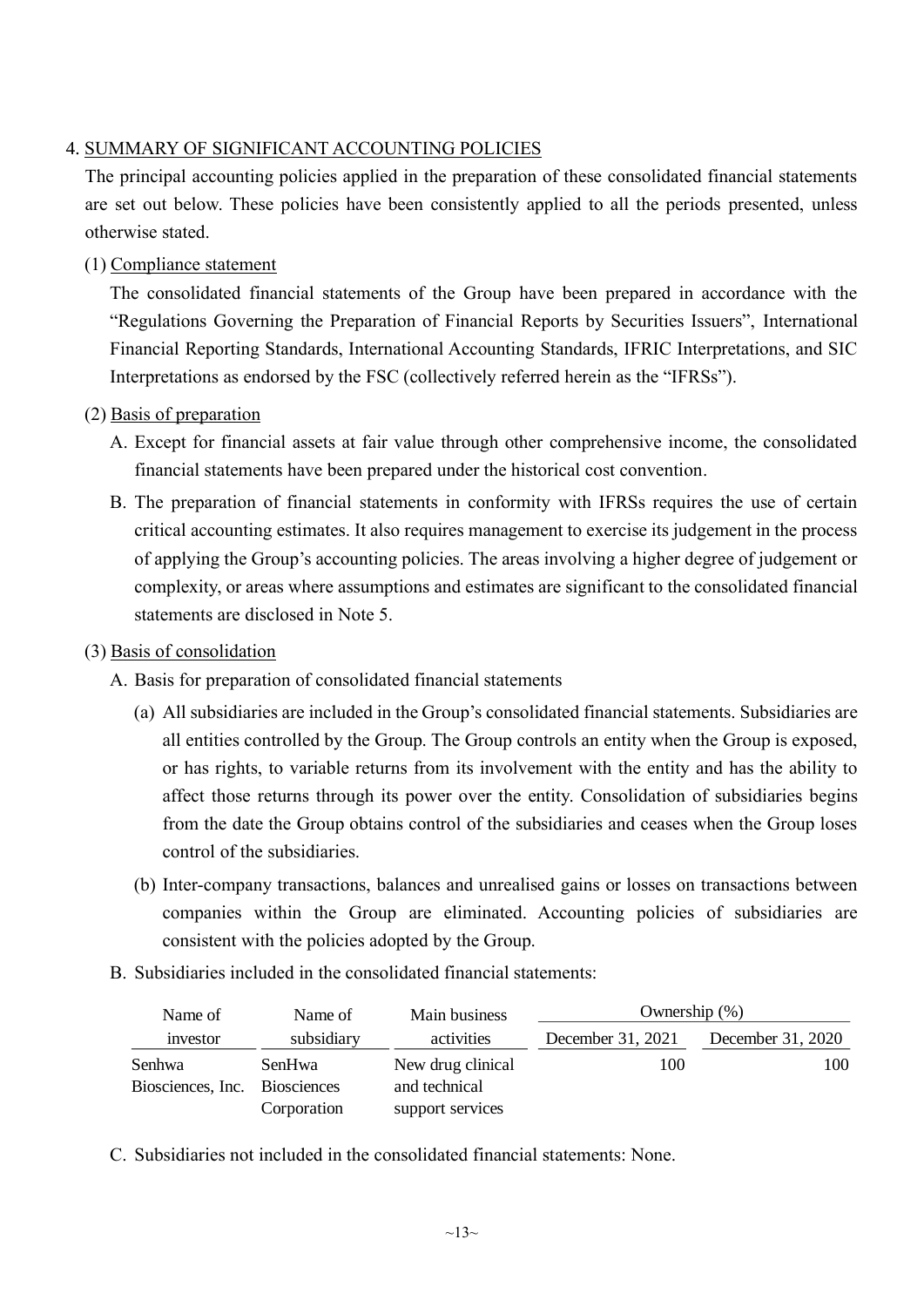## 4. SUMMARY OF SIGNIFICANT ACCOUNTING POLICIES

The principal accounting policies applied in the preparation of these consolidated financial statements are set out below. These policies have been consistently applied to all the periods presented, unless otherwise stated.

### (1) Compliance statement

The consolidated financial statements of the Group have been prepared in accordance with the "Regulations Governing the Preparation of Financial Reports by Securities Issuers", International Financial Reporting Standards, International Accounting Standards, IFRIC Interpretations, and SIC Interpretations as endorsed by the FSC (collectively referred herein as the "IFRSs").

### (2) Basis of preparation

A. Except for financial assets at fair value through other comprehensive income, the consolidated financial statements have been prepared under the historical cost convention.

B. The preparation of financial statements in conformity with IFRSs requires the use of certain critical accounting estimates. It also requires management to exercise its judgement in the process of applying the Group's accounting policies. The areas involving a higher degree of judgement or complexity, or areas where assumptions and estimates are significant to the consolidated financial statements are disclosed in Note 5.

### (3) Basis of consolidation

A. Basis for preparation of consolidated financial statements

(a) All subsidiaries are included in the Group's consolidated financial statements. Subsidiaries are all entities controlled by the Group. The Group controls an entity when the Group is exposed, or has rights, to variable returns from its involvement with the entity and has the ability to affect those returns through its power over the entity. Consolidation of subsidiaries begins from the date the Group obtains control of the subsidiaries and ceases when the Group loses control of the subsidiaries.

(b) Inter-company transactions, balances and unrealised gains or losses on transactions between companies within the Group are eliminated. Accounting policies of subsidiaries are consistent with the policies adopted by the Group.

B. Subsidiaries included in the consolidated financial statements:

| Name of investor | Name of subsidiary | Main business activities | Ownership (%) | |
|---|---|---|---|---|
| | | | December 31, 2021 | December 31, 2020 |
| Senhwa Biosciences, Inc. | SenHwa Biosciences Corporation | New drug clinical and technical support services | 100 | 100 |

C. Subsidiaries not included in the consolidated financial statements: None.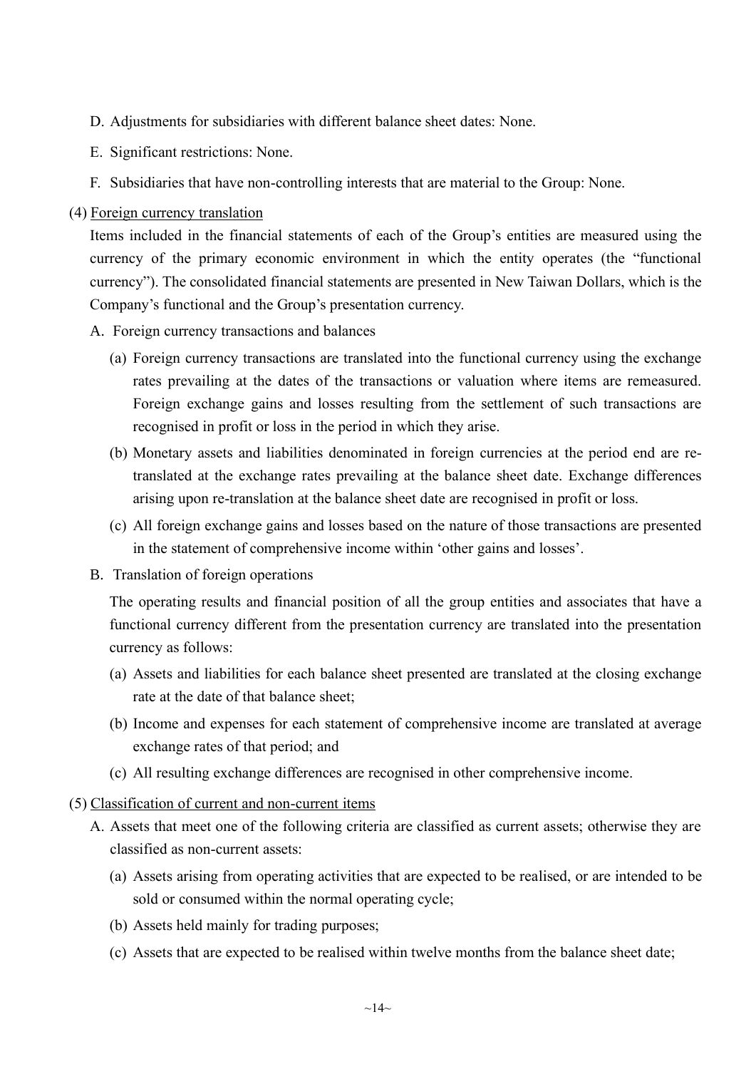D. Adjustments for subsidiaries with different balance sheet dates: None.

E. Significant restrictions: None.

F. Subsidiaries that have non-controlling interests that are material to the Group: None.

(4) Foreign currency translation

Items included in the financial statements of each of the Group's entities are measured using the currency of the primary economic environment in which the entity operates (the "functional currency"). The consolidated financial statements are presented in New Taiwan Dollars, which is the Company's functional and the Group's presentation currency.

A. Foreign currency transactions and balances

(a) Foreign currency transactions are translated into the functional currency using the exchange rates prevailing at the dates of the transactions or valuation where items are remeasured. Foreign exchange gains and losses resulting from the settlement of such transactions are recognised in profit or loss in the period in which they arise.

(b) Monetary assets and liabilities denominated in foreign currencies at the period end are re-translated at the exchange rates prevailing at the balance sheet date. Exchange differences arising upon re-translation at the balance sheet date are recognised in profit or loss.

(c) All foreign exchange gains and losses based on the nature of those transactions are presented in the statement of comprehensive income within 'other gains and losses'.

B. Translation of foreign operations

The operating results and financial position of all the group entities and associates that have a functional currency different from the presentation currency are translated into the presentation currency as follows:

(a) Assets and liabilities for each balance sheet presented are translated at the closing exchange rate at the date of that balance sheet;

(b) Income and expenses for each statement of comprehensive income are translated at average exchange rates of that period; and

(c) All resulting exchange differences are recognised in other comprehensive income.

(5) Classification of current and non-current items

A. Assets that meet one of the following criteria are classified as current assets; otherwise they are classified as non-current assets:

(a) Assets arising from operating activities that are expected to be realised, or are intended to be sold or consumed within the normal operating cycle;

(b) Assets held mainly for trading purposes;

(c) Assets that are expected to be realised within twelve months from the balance sheet date;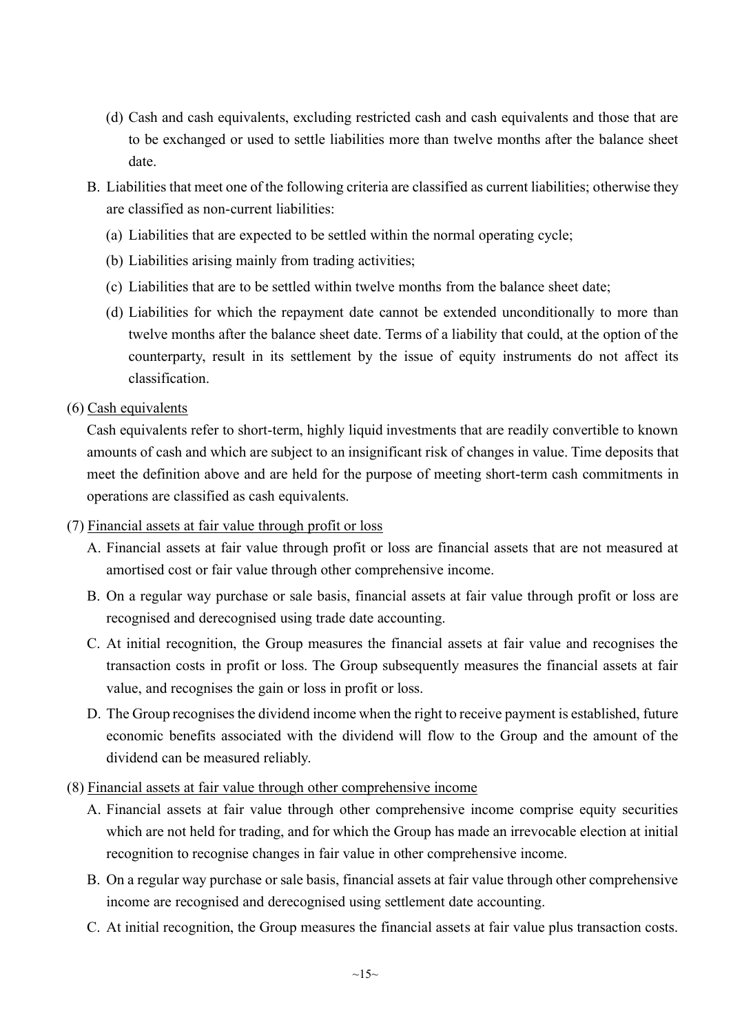(d) Cash and cash equivalents, excluding restricted cash and cash equivalents and those that are to be exchanged or used to settle liabilities more than twelve months after the balance sheet date.

B. Liabilities that meet one of the following criteria are classified as current liabilities; otherwise they are classified as non-current liabilities:

(a) Liabilities that are expected to be settled within the normal operating cycle;

(b) Liabilities arising mainly from trading activities;

(c) Liabilities that are to be settled within twelve months from the balance sheet date;

(d) Liabilities for which the repayment date cannot be extended unconditionally to more than twelve months after the balance sheet date. Terms of a liability that could, at the option of the counterparty, result in its settlement by the issue of equity instruments do not affect its classification.

(6) Cash equivalents

Cash equivalents refer to short-term, highly liquid investments that are readily convertible to known amounts of cash and which are subject to an insignificant risk of changes in value. Time deposits that meet the definition above and are held for the purpose of meeting short-term cash commitments in operations are classified as cash equivalents.

(7) Financial assets at fair value through profit or loss

A. Financial assets at fair value through profit or loss are financial assets that are not measured at amortised cost or fair value through other comprehensive income.

B. On a regular way purchase or sale basis, financial assets at fair value through profit or loss are recognised and derecognised using trade date accounting.

C. At initial recognition, the Group measures the financial assets at fair value and recognises the transaction costs in profit or loss. The Group subsequently measures the financial assets at fair value, and recognises the gain or loss in profit or loss.

D. The Group recognises the dividend income when the right to receive payment is established, future economic benefits associated with the dividend will flow to the Group and the amount of the dividend can be measured reliably.

(8) Financial assets at fair value through other comprehensive income

A. Financial assets at fair value through other comprehensive income comprise equity securities which are not held for trading, and for which the Group has made an irrevocable election at initial recognition to recognise changes in fair value in other comprehensive income.

B. On a regular way purchase or sale basis, financial assets at fair value through other comprehensive income are recognised and derecognised using settlement date accounting.

C. At initial recognition, the Group measures the financial assets at fair value plus transaction costs.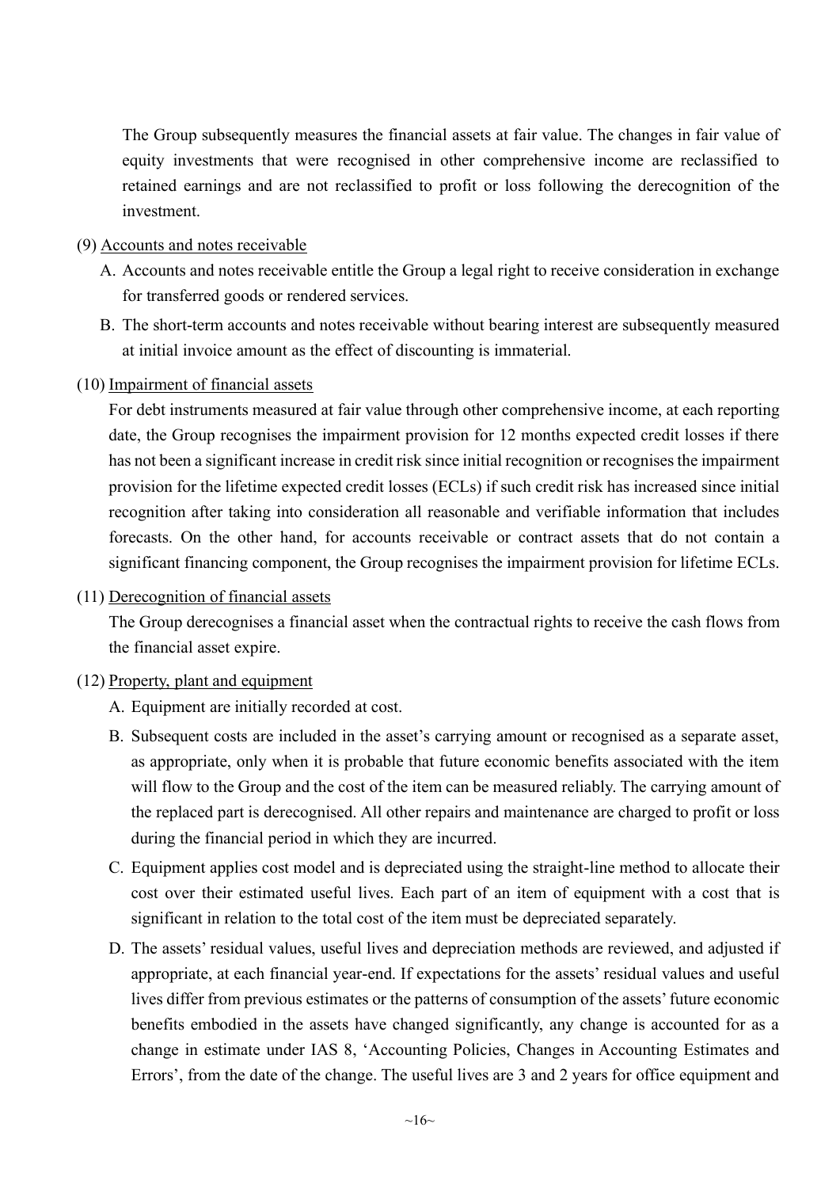The Group subsequently measures the financial assets at fair value. The changes in fair value of equity investments that were recognised in other comprehensive income are reclassified to retained earnings and are not reclassified to profit or loss following the derecognition of the investment.

(9) Accounts and notes receivable

A. Accounts and notes receivable entitle the Group a legal right to receive consideration in exchange for transferred goods or rendered services.

B. The short-term accounts and notes receivable without bearing interest are subsequently measured at initial invoice amount as the effect of discounting is immaterial.

(10) Impairment of financial assets

For debt instruments measured at fair value through other comprehensive income, at each reporting date, the Group recognises the impairment provision for 12 months expected credit losses if there has not been a significant increase in credit risk since initial recognition or recognises the impairment provision for the lifetime expected credit losses (ECLs) if such credit risk has increased since initial recognition after taking into consideration all reasonable and verifiable information that includes forecasts. On the other hand, for accounts receivable or contract assets that do not contain a significant financing component, the Group recognises the impairment provision for lifetime ECLs.

(11) Derecognition of financial assets

The Group derecognises a financial asset when the contractual rights to receive the cash flows from the financial asset expire.

(12) Property, plant and equipment

A. Equipment are initially recorded at cost.

B. Subsequent costs are included in the asset's carrying amount or recognised as a separate asset, as appropriate, only when it is probable that future economic benefits associated with the item will flow to the Group and the cost of the item can be measured reliably. The carrying amount of the replaced part is derecognised. All other repairs and maintenance are charged to profit or loss during the financial period in which they are incurred.

C. Equipment applies cost model and is depreciated using the straight-line method to allocate their cost over their estimated useful lives. Each part of an item of equipment with a cost that is significant in relation to the total cost of the item must be depreciated separately.

D. The assets' residual values, useful lives and depreciation methods are reviewed, and adjusted if appropriate, at each financial year-end. If expectations for the assets' residual values and useful lives differ from previous estimates or the patterns of consumption of the assets' future economic benefits embodied in the assets have changed significantly, any change is accounted for as a change in estimate under IAS 8, 'Accounting Policies, Changes in Accounting Estimates and Errors', from the date of the change. The useful lives are 3 and 2 years for office equipment and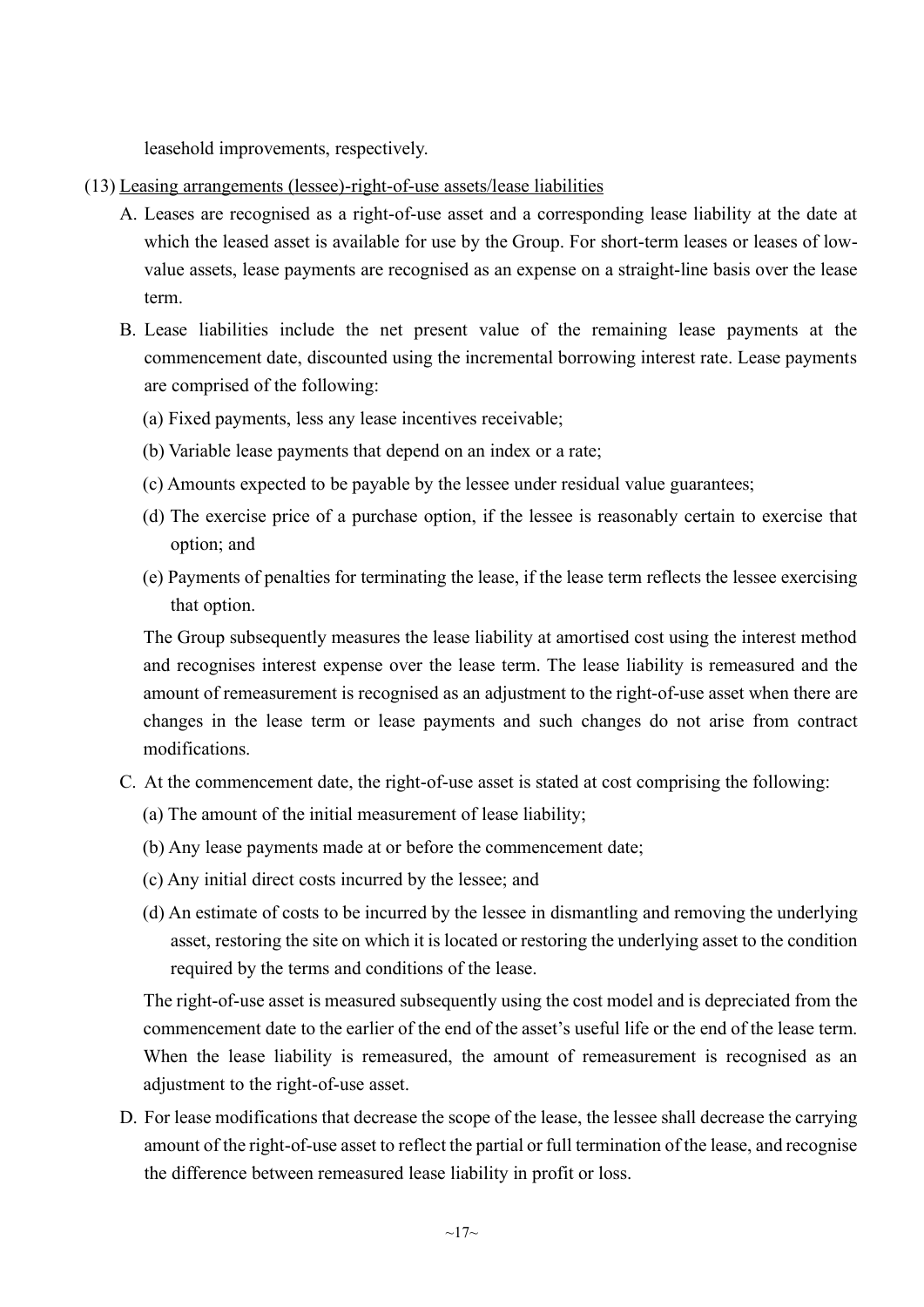leasehold improvements, respectively.

(13) Leasing arrangements (lessee)-right-of-use assets/lease liabilities

A. Leases are recognised as a right-of-use asset and a corresponding lease liability at the date at which the leased asset is available for use by the Group. For short-term leases or leases of low-value assets, lease payments are recognised as an expense on a straight-line basis over the lease term.

B. Lease liabilities include the net present value of the remaining lease payments at the commencement date, discounted using the incremental borrowing interest rate. Lease payments are comprised of the following:

(a) Fixed payments, less any lease incentives receivable;

(b) Variable lease payments that depend on an index or a rate;

(c) Amounts expected to be payable by the lessee under residual value guarantees;

(d) The exercise price of a purchase option, if the lessee is reasonably certain to exercise that option; and

(e) Payments of penalties for terminating the lease, if the lease term reflects the lessee exercising that option.

The Group subsequently measures the lease liability at amortised cost using the interest method and recognises interest expense over the lease term. The lease liability is remeasured and the amount of remeasurement is recognised as an adjustment to the right-of-use asset when there are changes in the lease term or lease payments and such changes do not arise from contract modifications.

C. At the commencement date, the right-of-use asset is stated at cost comprising the following:

(a) The amount of the initial measurement of lease liability;

(b) Any lease payments made at or before the commencement date;

(c) Any initial direct costs incurred by the lessee; and

(d) An estimate of costs to be incurred by the lessee in dismantling and removing the underlying asset, restoring the site on which it is located or restoring the underlying asset to the condition required by the terms and conditions of the lease.

The right-of-use asset is measured subsequently using the cost model and is depreciated from the commencement date to the earlier of the end of the asset's useful life or the end of the lease term. When the lease liability is remeasured, the amount of remeasurement is recognised as an adjustment to the right-of-use asset.

D. For lease modifications that decrease the scope of the lease, the lessee shall decrease the carrying amount of the right-of-use asset to reflect the partial or full termination of the lease, and recognise the difference between remeasured lease liability in profit or loss.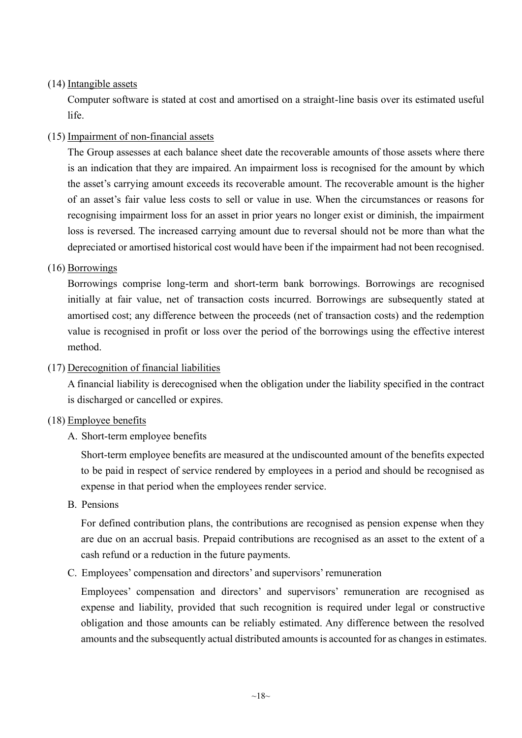(14) Intangible assets

Computer software is stated at cost and amortised on a straight-line basis over its estimated useful life.

(15) Impairment of non-financial assets

The Group assesses at each balance sheet date the recoverable amounts of those assets where there is an indication that they are impaired. An impairment loss is recognised for the amount by which the asset's carrying amount exceeds its recoverable amount. The recoverable amount is the higher of an asset's fair value less costs to sell or value in use. When the circumstances or reasons for recognising impairment loss for an asset in prior years no longer exist or diminish, the impairment loss is reversed. The increased carrying amount due to reversal should not be more than what the depreciated or amortised historical cost would have been if the impairment had not been recognised.

(16) Borrowings

Borrowings comprise long-term and short-term bank borrowings. Borrowings are recognised initially at fair value, net of transaction costs incurred. Borrowings are subsequently stated at amortised cost; any difference between the proceeds (net of transaction costs) and the redemption value is recognised in profit or loss over the period of the borrowings using the effective interest method.

(17) Derecognition of financial liabilities

A financial liability is derecognised when the obligation under the liability specified in the contract is discharged or cancelled or expires.

(18) Employee benefits

A. Short-term employee benefits

Short-term employee benefits are measured at the undiscounted amount of the benefits expected to be paid in respect of service rendered by employees in a period and should be recognised as expense in that period when the employees render service.

B. Pensions

For defined contribution plans, the contributions are recognised as pension expense when they are due on an accrual basis. Prepaid contributions are recognised as an asset to the extent of a cash refund or a reduction in the future payments.

C. Employees' compensation and directors' and supervisors' remuneration

Employees' compensation and directors' and supervisors' remuneration are recognised as expense and liability, provided that such recognition is required under legal or constructive obligation and those amounts can be reliably estimated. Any difference between the resolved amounts and the subsequently actual distributed amounts is accounted for as changes in estimates.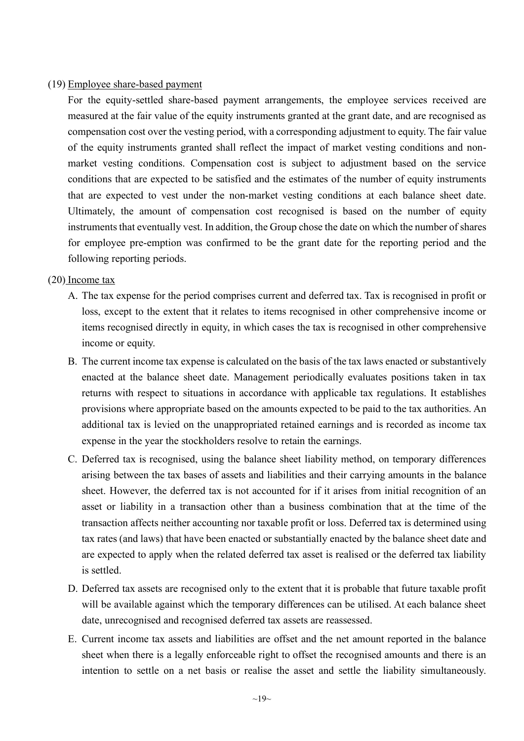(19) <u>Employee share-based payment</u>

For the equity-settled share-based payment arrangements, the employee services received are measured at the fair value of the equity instruments granted at the grant date, and are recognised as compensation cost over the vesting period, with a corresponding adjustment to equity. The fair value of the equity instruments granted shall reflect the impact of market vesting conditions and non-market vesting conditions. Compensation cost is subject to adjustment based on the service conditions that are expected to be satisfied and the estimates of the number of equity instruments that are expected to vest under the non-market vesting conditions at each balance sheet date. Ultimately, the amount of compensation cost recognised is based on the number of equity instruments that eventually vest. In addition, the Group chose the date on which the number of shares for employee pre-emption was confirmed to be the grant date for the reporting period and the following reporting periods.

(20) <u>Income tax</u>

A. The tax expense for the period comprises current and deferred tax. Tax is recognised in profit or loss, except to the extent that it relates to items recognised in other comprehensive income or items recognised directly in equity, in which cases the tax is recognised in other comprehensive income or equity.

B. The current income tax expense is calculated on the basis of the tax laws enacted or substantively enacted at the balance sheet date. Management periodically evaluates positions taken in tax returns with respect to situations in accordance with applicable tax regulations. It establishes provisions where appropriate based on the amounts expected to be paid to the tax authorities. An additional tax is levied on the unappropriated retained earnings and is recorded as income tax expense in the year the stockholders resolve to retain the earnings.

C. Deferred tax is recognised, using the balance sheet liability method, on temporary differences arising between the tax bases of assets and liabilities and their carrying amounts in the balance sheet. However, the deferred tax is not accounted for if it arises from initial recognition of an asset or liability in a transaction other than a business combination that at the time of the transaction affects neither accounting nor taxable profit or loss. Deferred tax is determined using tax rates (and laws) that have been enacted or substantially enacted by the balance sheet date and are expected to apply when the related deferred tax asset is realised or the deferred tax liability is settled.

D. Deferred tax assets are recognised only to the extent that it is probable that future taxable profit will be available against which the temporary differences can be utilised. At each balance sheet date, unrecognised and recognised deferred tax assets are reassessed.

E. Current income tax assets and liabilities are offset and the net amount reported in the balance sheet when there is a legally enforceable right to offset the recognised amounts and there is an intention to settle on a net basis or realise the asset and settle the liability simultaneously.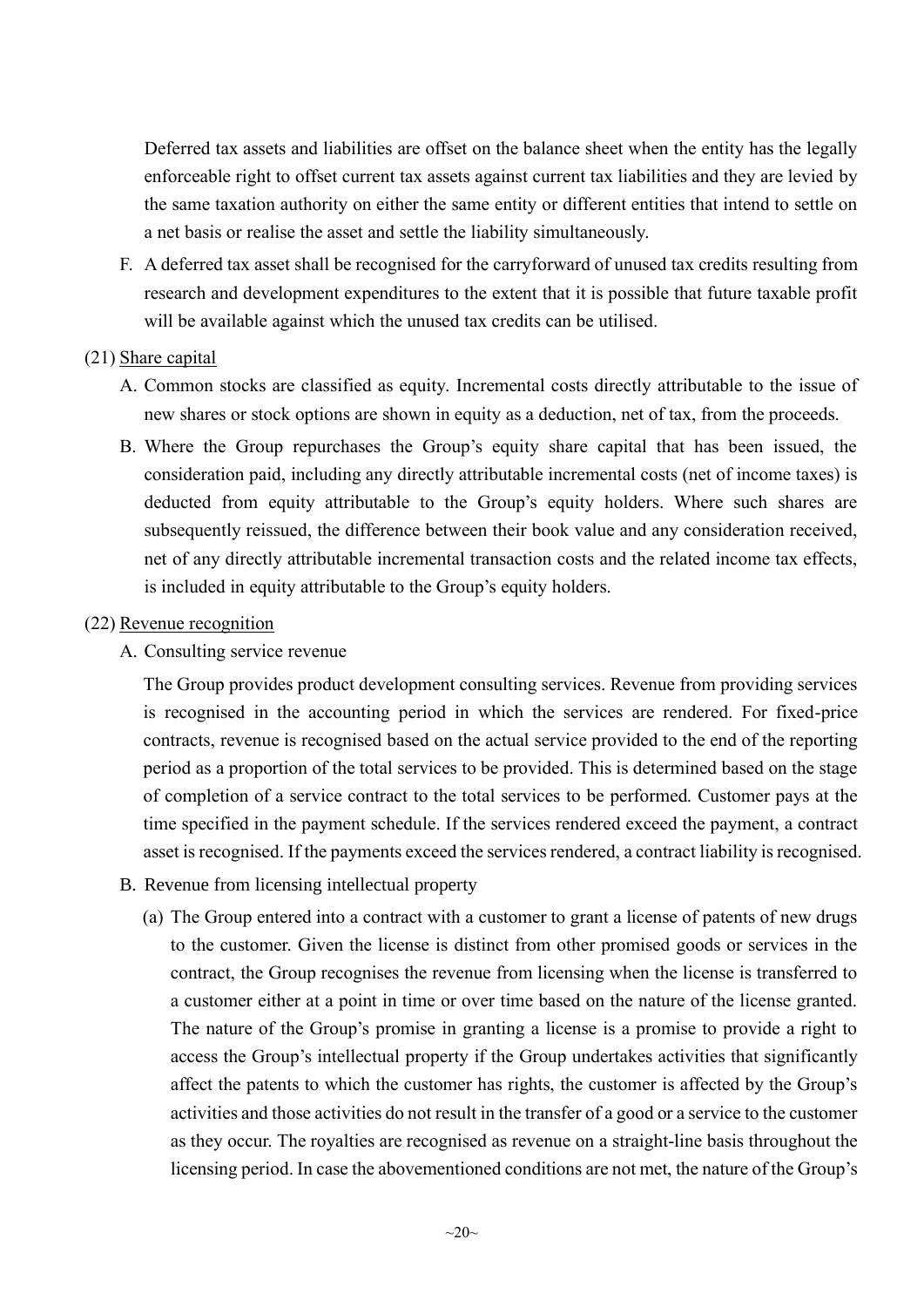Deferred tax assets and liabilities are offset on the balance sheet when the entity has the legally enforceable right to offset current tax assets against current tax liabilities and they are levied by the same taxation authority on either the same entity or different entities that intend to settle on a net basis or realise the asset and settle the liability simultaneously.

F. A deferred tax asset shall be recognised for the carryforward of unused tax credits resulting from research and development expenditures to the extent that it is possible that future taxable profit will be available against which the unused tax credits can be utilised.

(21) Share capital

A. Common stocks are classified as equity. Incremental costs directly attributable to the issue of new shares or stock options are shown in equity as a deduction, net of tax, from the proceeds.

B. Where the Group repurchases the Group's equity share capital that has been issued, the consideration paid, including any directly attributable incremental costs (net of income taxes) is deducted from equity attributable to the Group's equity holders. Where such shares are subsequently reissued, the difference between their book value and any consideration received, net of any directly attributable incremental transaction costs and the related income tax effects, is included in equity attributable to the Group's equity holders.

(22) Revenue recognition

A. Consulting service revenue

The Group provides product development consulting services. Revenue from providing services is recognised in the accounting period in which the services are rendered. For fixed-price contracts, revenue is recognised based on the actual service provided to the end of the reporting period as a proportion of the total services to be provided. This is determined based on the stage of completion of a service contract to the total services to be performed. Customer pays at the time specified in the payment schedule. If the services rendered exceed the payment, a contract asset is recognised. If the payments exceed the services rendered, a contract liability is recognised.

B. Revenue from licensing intellectual property

(a) The Group entered into a contract with a customer to grant a license of patents of new drugs to the customer. Given the license is distinct from other promised goods or services in the contract, the Group recognises the revenue from licensing when the license is transferred to a customer either at a point in time or over time based on the nature of the license granted. The nature of the Group's promise in granting a license is a promise to provide a right to access the Group's intellectual property if the Group undertakes activities that significantly affect the patents to which the customer has rights, the customer is affected by the Group's activities and those activities do not result in the transfer of a good or a service to the customer as they occur. The royalties are recognised as revenue on a straight-line basis throughout the licensing period. In case the abovementioned conditions are not met, the nature of the Group's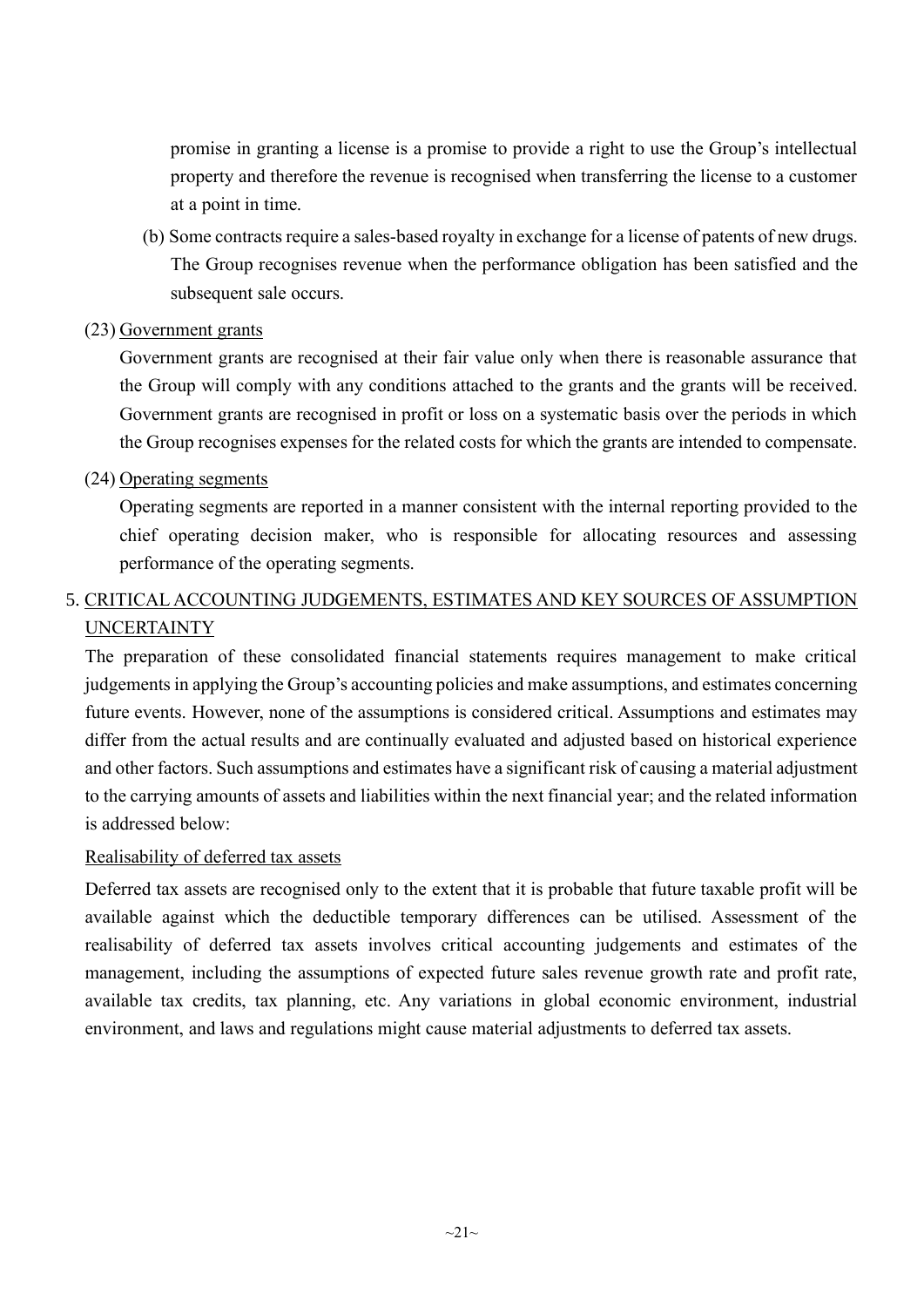promise in granting a license is a promise to provide a right to use the Group's intellectual property and therefore the revenue is recognised when transferring the license to a customer at a point in time.

(b) Some contracts require a sales-based royalty in exchange for a license of patents of new drugs. The Group recognises revenue when the performance obligation has been satisfied and the subsequent sale occurs.

(23) Government grants

Government grants are recognised at their fair value only when there is reasonable assurance that the Group will comply with any conditions attached to the grants and the grants will be received. Government grants are recognised in profit or loss on a systematic basis over the periods in which the Group recognises expenses for the related costs for which the grants are intended to compensate.

(24) Operating segments

Operating segments are reported in a manner consistent with the internal reporting provided to the chief operating decision maker, who is responsible for allocating resources and assessing performance of the operating segments.

## 5. CRITICAL ACCOUNTING JUDGEMENTS, ESTIMATES AND KEY SOURCES OF ASSUMPTION UNCERTAINTY

The preparation of these consolidated financial statements requires management to make critical judgements in applying the Group's accounting policies and make assumptions, and estimates concerning future events. However, none of the assumptions is considered critical. Assumptions and estimates may differ from the actual results and are continually evaluated and adjusted based on historical experience and other factors. Such assumptions and estimates have a significant risk of causing a material adjustment to the carrying amounts of assets and liabilities within the next financial year; and the related information is addressed below:

Realisability of deferred tax assets

Deferred tax assets are recognised only to the extent that it is probable that future taxable profit will be available against which the deductible temporary differences can be utilised. Assessment of the realisability of deferred tax assets involves critical accounting judgements and estimates of the management, including the assumptions of expected future sales revenue growth rate and profit rate, available tax credits, tax planning, etc. Any variations in global economic environment, industrial environment, and laws and regulations might cause material adjustments to deferred tax assets.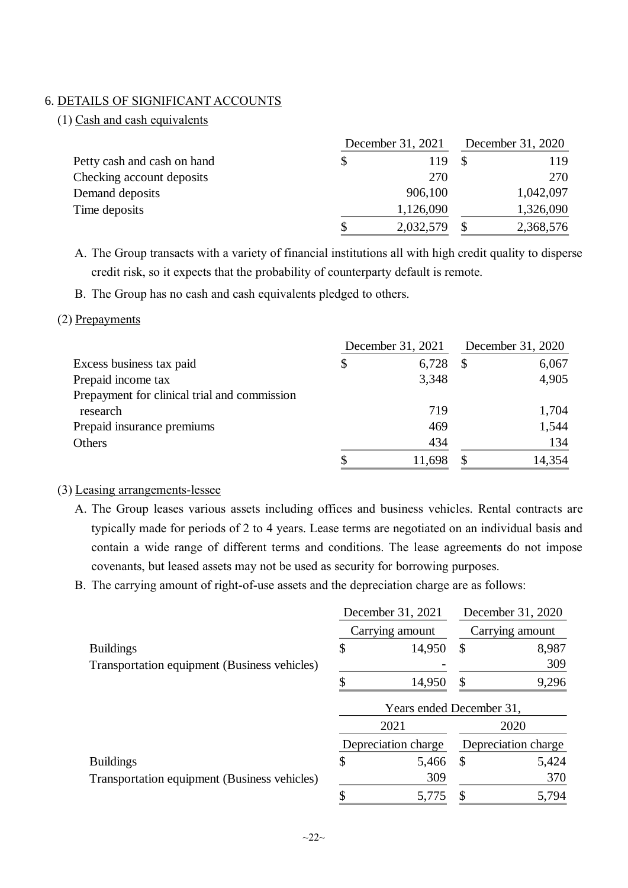## 6. DETAILS OF SIGNIFICANT ACCOUNTS

### (1) Cash and cash equivalents

| | December 31, 2021 | December 31, 2020 |
|---|---|---|
| Petty cash and cash on hand | $ 119 | $ 119 |
| Checking account deposits | 270 | 270 |
| Demand deposits | 906,100 | 1,042,097 |
| Time deposits | 1,126,090 | 1,326,090 |
| | $ 2,032,579 | $ 2,368,576 |

A. The Group transacts with a variety of financial institutions all with high credit quality to disperse credit risk, so it expects that the probability of counterparty default is remote.

B. The Group has no cash and cash equivalents pledged to others.

### (2) Prepayments

| | December 31, 2021 | December 31, 2020 |
|---|---|---|
| Excess business tax paid | $ 6,728 | $ 6,067 |
| Prepaid income tax | 3,348 | 4,905 |
| Prepayment for clinical trial and commission research | 719 | 1,704 |
| Prepaid insurance premiums | 469 | 1,544 |
| Others | 434 | 134 |
| | $ 11,698 | $ 14,354 |

### (3) Leasing arrangements-lessee

A. The Group leases various assets including offices and business vehicles. Rental contracts are typically made for periods of 2 to 4 years. Lease terms are negotiated on an individual basis and contain a wide range of different terms and conditions. The lease agreements do not impose covenants, but leased assets may not be used as security for borrowing purposes.

B. The carrying amount of right-of-use assets and the depreciation charge are as follows:

| | December 31, 2021 | December 31, 2020 |
|---|---|---|
| | Carrying amount | Carrying amount |
| Buildings | $ 14,950 | $ 8,987 |
| Transportation equipment (Business vehicles) | - | 309 |
| | $ 14,950 | $ 9,296 |

| | Years ended December 31, | |
|---|---|---|
| | 2021 | 2020 |
| | Depreciation charge | Depreciation charge |
| Buildings | $ 5,466 | $ 5,424 |
| Transportation equipment (Business vehicles) | 309 | 370 |
| | $ 5,775 | $ 5,794 |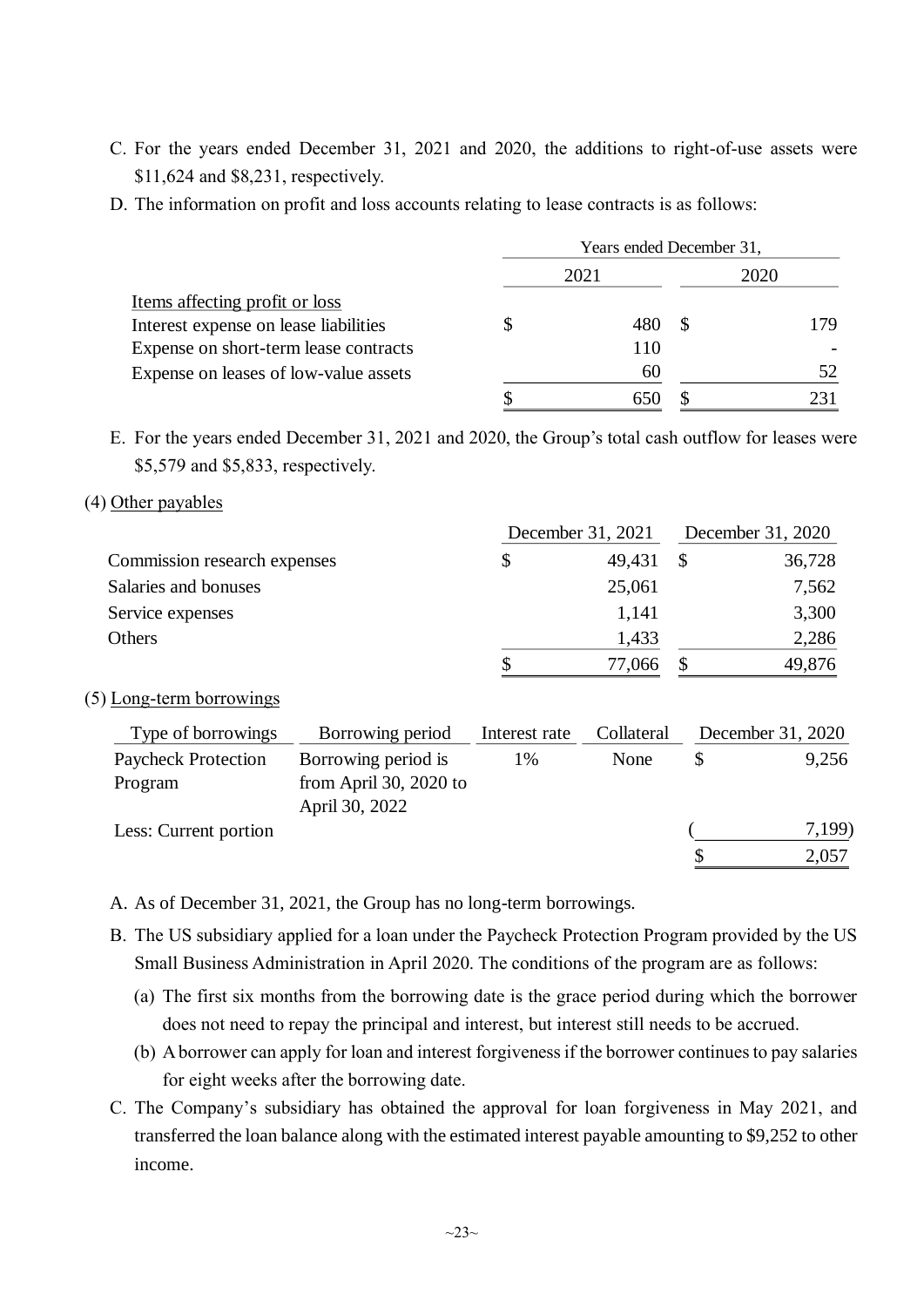C. For the years ended December 31, 2021 and 2020, the additions to right-of-use assets were $11,624 and $8,231, respectively.

D. The information on profit and loss accounts relating to lease contracts is as follows:

| | Years ended December 31, | |
|---|---|---|
| | 2021 | 2020 |
| Items affecting profit or loss | | |
| Interest expense on lease liabilities | $ 480 | $ 179 |
| Expense on short-term lease contracts | 110 | - |
| Expense on leases of low-value assets | 60 | 52 |
| | $ 650 | $ 231 |

E. For the years ended December 31, 2021 and 2020, the Group's total cash outflow for leases were $5,579 and $5,833, respectively.

(4) Other payables

| | December 31, 2021 | December 31, 2020 |
|---|---|---|
| Commission research expenses | $ 49,431 | $ 36,728 |
| Salaries and bonuses | 25,061 | 7,562 |
| Service expenses | 1,141 | 3,300 |
| Others | 1,433 | 2,286 |
| | $ 77,066 | $ 49,876 |

(5) Long-term borrowings

| Type of borrowings | Borrowing period | Interest rate | Collateral | December 31, 2020 |
|---|---|---|---|---|
| Paycheck Protection Program | Borrowing period is from April 30, 2020 to April 30, 2022 | 1% | None | $ 9,256 |
| Less: Current portion | | | | ( 7,199) |
| | | | | $ 2,057 |

A. As of December 31, 2021, the Group has no long-term borrowings.

B. The US subsidiary applied for a loan under the Paycheck Protection Program provided by the US Small Business Administration in April 2020. The conditions of the program are as follows:

(a) The first six months from the borrowing date is the grace period during which the borrower does not need to repay the principal and interest, but interest still needs to be accrued.

(b) A borrower can apply for loan and interest forgiveness if the borrower continues to pay salaries for eight weeks after the borrowing date.

C. The Company's subsidiary has obtained the approval for loan forgiveness in May 2021, and transferred the loan balance along with the estimated interest payable amounting to $9,252 to other income.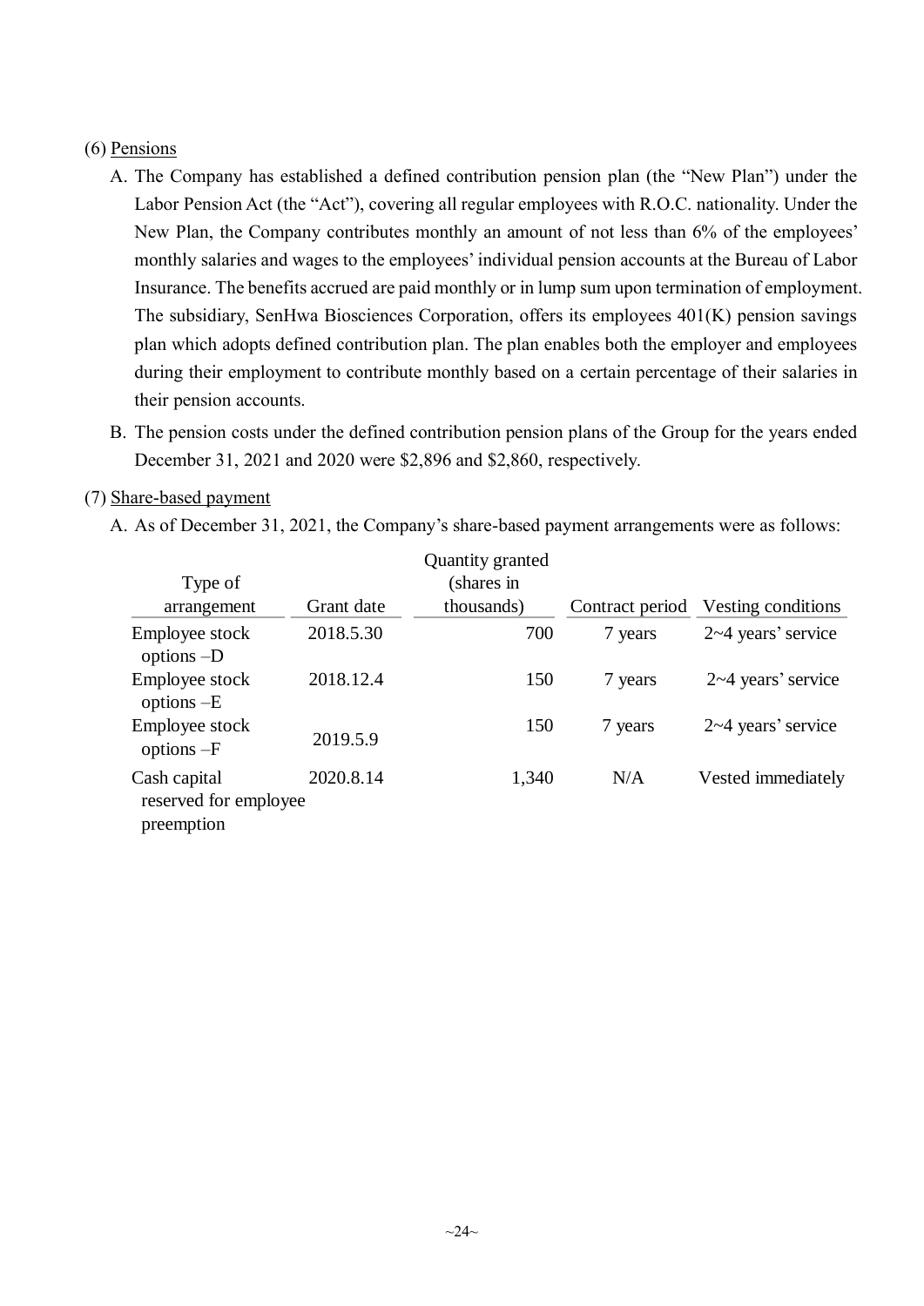(6) Pensions

A. The Company has established a defined contribution pension plan (the "New Plan") under the Labor Pension Act (the "Act"), covering all regular employees with R.O.C. nationality. Under the New Plan, the Company contributes monthly an amount of not less than 6% of the employees' monthly salaries and wages to the employees' individual pension accounts at the Bureau of Labor Insurance. The benefits accrued are paid monthly or in lump sum upon termination of employment. The subsidiary, SenHwa Biosciences Corporation, offers its employees 401(K) pension savings plan which adopts defined contribution plan. The plan enables both the employer and employees during their employment to contribute monthly based on a certain percentage of their salaries in their pension accounts.

B. The pension costs under the defined contribution pension plans of the Group for the years ended December 31, 2021 and 2020 were $2,896 and $2,860, respectively.

(7) Share-based payment

A. As of December 31, 2021, the Company's share-based payment arrangements were as follows:

| Type of arrangement | Grant date | Quantity granted (shares in thousands) | Contract period | Vesting conditions |
|---|---|---|---|---|
| Employee stock options –D | 2018.5.30 | 700 | 7 years | 2~4 years' service |
| Employee stock options –E | 2018.12.4 | 150 | 7 years | 2~4 years' service |
| Employee stock options –F | 2019.5.9 | 150 | 7 years | 2~4 years' service |
| Cash capital reserved for employee preemption | 2020.8.14 | 1,340 | N/A | Vested immediately |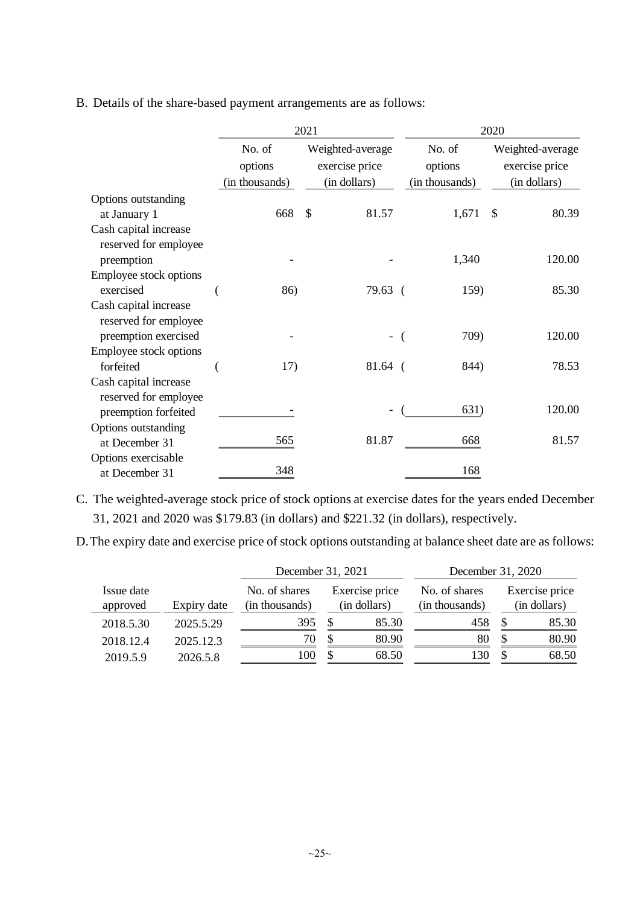B. Details of the share-based payment arrangements are as follows:

| | 2021 | | 2020 | |
|---|---|---|---|---|
| | No. of options (in thousands) | Weighted-average exercise price (in dollars) | No. of options (in thousands) | Weighted-average exercise price (in dollars) |
| Options outstanding at January 1 | 668 | $ 81.57 | 1,671 | $ 80.39 |
| Cash capital increase reserved for employee preemption | - | - | 1,340 | 120.00 |
| Employee stock options exercised | ( 86) | 79.63 | ( 159) | 85.30 |
| Cash capital increase reserved for employee preemption exercised | - | - | ( 709) | 120.00 |
| Employee stock options forfeited | ( 17) | 81.64 | ( 844) | 78.53 |
| Cash capital increase reserved for employee preemption forfeited | - | - | ( 631) | 120.00 |
| Options outstanding at December 31 | 565 | 81.87 | 668 | 81.57 |
| Options exercisable at December 31 | 348 | | 168 | |

C. The weighted-average stock price of stock options at exercise dates for the years ended December 31, 2021 and 2020 was $179.83 (in dollars) and $221.32 (in dollars), respectively.

D. The expiry date and exercise price of stock options outstanding at balance sheet date are as follows:

| | | December 31, 2021 | | December 31, 2020 | |
|---|---|---|---|---|---|
| Issue date approved | Expiry date | No. of shares (in thousands) | Exercise price (in dollars) | No. of shares (in thousands) | Exercise price (in dollars) |
| 2018.5.30 | 2025.5.29 | 395 | $ 85.30 | 458 | $ 85.30 |
| 2018.12.4 | 2025.12.3 | 70 | $ 80.90 | 80 | $ 80.90 |
| 2019.5.9 | 2026.5.8 | 100 | $ 68.50 | 130 | $ 68.50 |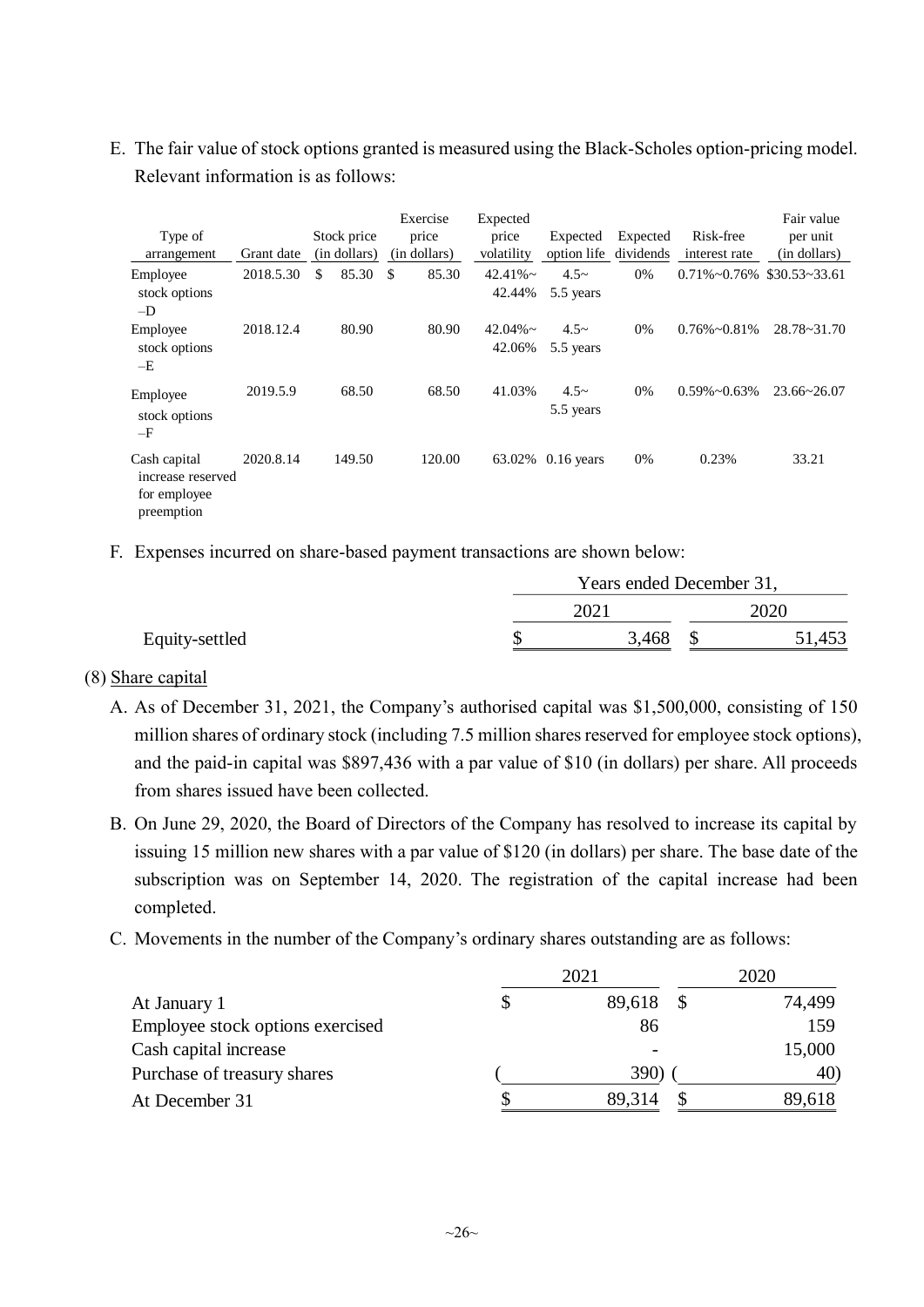E. The fair value of stock options granted is measured using the Black-Scholes option-pricing model. Relevant information is as follows:

| Type of arrangement | Grant date | Stock price (in dollars) | Exercise price (in dollars) | Expected price volatility | Expected option life | Expected dividends | Risk-free interest rate | Fair value per unit (in dollars) |
|---|---|---|---|---|---|---|---|---|
| Employee stock options –D | 2018.5.30 | $ 85.30 | $ 85.30 | 42.41%~ 42.44% | 4.5~ 5.5 years | 0% | 0.71%~0.76% | $30.53~33.61 |
| Employee stock options –E | 2018.12.4 | 80.90 | 80.90 | 42.04%~ 42.06% | 4.5~ 5.5 years | 0% | 0.76%~0.81% | 28.78~31.70 |
| Employee stock options –F | 2019.5.9 | 68.50 | 68.50 | 41.03% | 4.5~ 5.5 years | 0% | 0.59%~0.63% | 23.66~26.07 |
| Cash capital increase reserved for employee preemption | 2020.8.14 | 149.50 | 120.00 | 63.02% | 0.16 years | 0% | 0.23% | 33.21 |

F. Expenses incurred on share-based payment transactions are shown below:

| | Years ended December 31, | |
|---|---|---|
| | 2021 | 2020 |
| Equity-settled | $ 3,468 | $ 51,453 |

(8) Share capital

A. As of December 31, 2021, the Company's authorised capital was $1,500,000, consisting of 150 million shares of ordinary stock (including 7.5 million shares reserved for employee stock options), and the paid-in capital was $897,436 with a par value of $10 (in dollars) per share. All proceeds from shares issued have been collected.

B. On June 29, 2020, the Board of Directors of the Company has resolved to increase its capital by issuing 15 million new shares with a par value of $120 (in dollars) per share. The base date of the subscription was on September 14, 2020. The registration of the capital increase had been completed.

C. Movements in the number of the Company's ordinary shares outstanding are as follows:

| | 2021 | 2020 |
|---|---|---|
| At January 1 | $ 89,618 | $ 74,499 |
| Employee stock options exercised | 86 | 159 |
| Cash capital increase | - | 15,000 |
| Purchase of treasury shares | ( 390) | ( 40) |
| At December 31 | $ 89,314 | $ 89,618 |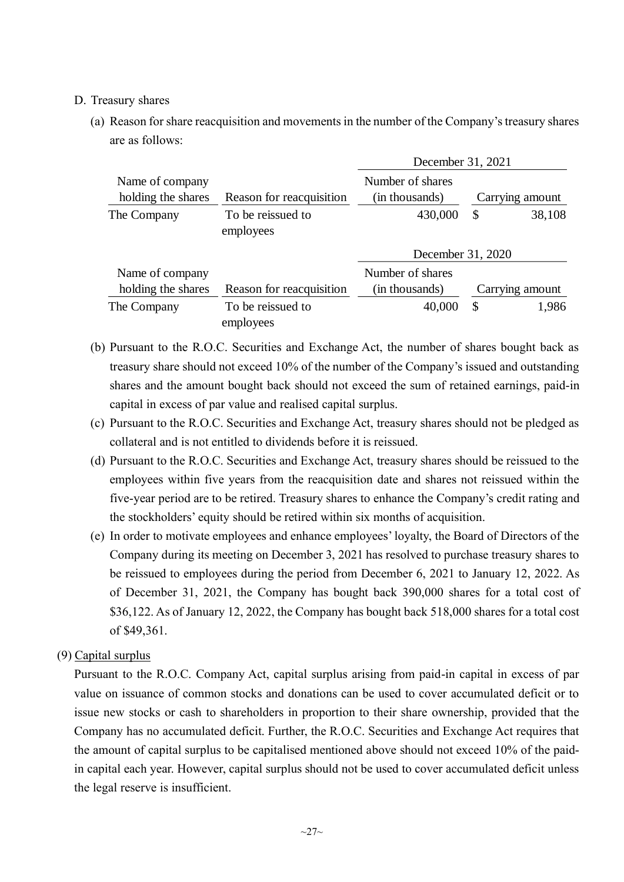D. Treasury shares

(a) Reason for share reacquisition and movements in the number of the Company's treasury shares are as follows:

| | | December 31, 2021 | |
|---|---|---|---|
| Name of company holding the shares | Reason for reacquisition | Number of shares (in thousands) | Carrying amount |
| The Company | To be reissued to employees | 430,000 | $ 38,108 |

| | | December 31, 2020 | |
|---|---|---|---|
| Name of company holding the shares | Reason for reacquisition | Number of shares (in thousands) | Carrying amount |
| The Company | To be reissued to employees | 40,000 | $ 1,986 |

(b) Pursuant to the R.O.C. Securities and Exchange Act, the number of shares bought back as treasury share should not exceed 10% of the number of the Company's issued and outstanding shares and the amount bought back should not exceed the sum of retained earnings, paid-in capital in excess of par value and realised capital surplus.

(c) Pursuant to the R.O.C. Securities and Exchange Act, treasury shares should not be pledged as collateral and is not entitled to dividends before it is reissued.

(d) Pursuant to the R.O.C. Securities and Exchange Act, treasury shares should be reissued to the employees within five years from the reacquisition date and shares not reissued within the five-year period are to be retired. Treasury shares to enhance the Company's credit rating and the stockholders' equity should be retired within six months of acquisition.

(e) In order to motivate employees and enhance employees' loyalty, the Board of Directors of the Company during its meeting on December 3, 2021 has resolved to purchase treasury shares to be reissued to employees during the period from December 6, 2021 to January 12, 2022. As of December 31, 2021, the Company has bought back 390,000 shares for a total cost of $36,122. As of January 12, 2022, the Company has bought back 518,000 shares for a total cost of $49,361.

(9) Capital surplus

Pursuant to the R.O.C. Company Act, capital surplus arising from paid-in capital in excess of par value on issuance of common stocks and donations can be used to cover accumulated deficit or to issue new stocks or cash to shareholders in proportion to their share ownership, provided that the Company has no accumulated deficit. Further, the R.O.C. Securities and Exchange Act requires that the amount of capital surplus to be capitalised mentioned above should not exceed 10% of the paid-in capital each year. However, capital surplus should not be used to cover accumulated deficit unless the legal reserve is insufficient.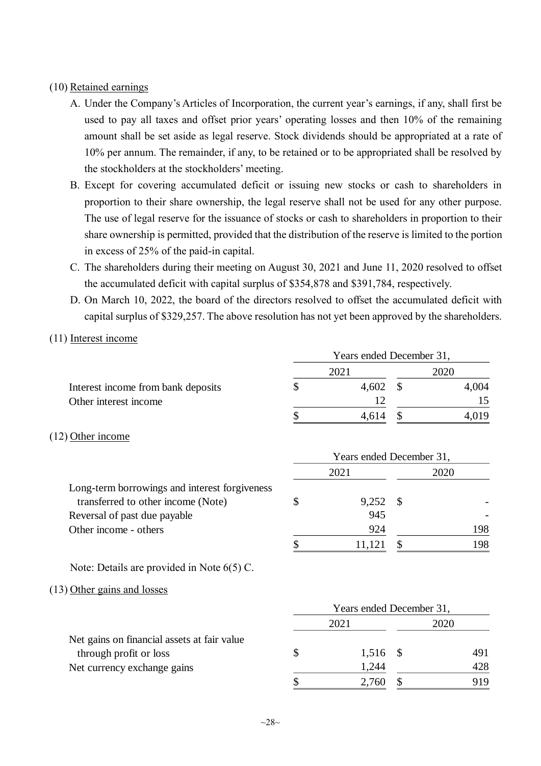(10) Retained earnings

A. Under the Company's Articles of Incorporation, the current year's earnings, if any, shall first be used to pay all taxes and offset prior years' operating losses and then 10% of the remaining amount shall be set aside as legal reserve. Stock dividends should be appropriated at a rate of 10% per annum. The remainder, if any, to be retained or to be appropriated shall be resolved by the stockholders at the stockholders' meeting.

B. Except for covering accumulated deficit or issuing new stocks or cash to shareholders in proportion to their share ownership, the legal reserve shall not be used for any other purpose. The use of legal reserve for the issuance of stocks or cash to shareholders in proportion to their share ownership is permitted, provided that the distribution of the reserve is limited to the portion in excess of 25% of the paid-in capital.

C. The shareholders during their meeting on August 30, 2021 and June 11, 2020 resolved to offset the accumulated deficit with capital surplus of $354,878 and $391,784, respectively.

D. On March 10, 2022, the board of the directors resolved to offset the accumulated deficit with capital surplus of $329,257. The above resolution has not yet been approved by the shareholders.

(11) Interest income

| | Years ended December 31, | |
|---|---|---|
| | 2021 | 2020 |
| Interest income from bank deposits | $ 4,602 | $ 4,004 |
| Other interest income | 12 | 15 |
| | $ 4,614 | $ 4,019 |

(12) Other income

| | Years ended December 31, | |
|---|---|---|
| | 2021 | 2020 |
| Long-term borrowings and interest forgiveness transferred to other income (Note) | $ 9,252 | $ - |
| Reversal of past due payable | 945 | - |
| Other income - others | 924 | 198 |
| | $ 11,121 | $ 198 |

Note: Details are provided in Note 6(5) C.

(13) Other gains and losses

| | Years ended December 31, | |
|---|---|---|
| | 2021 | 2020 |
| Net gains on financial assets at fair value through profit or loss | $ 1,516 | $ 491 |
| Net currency exchange gains | 1,244 | 428 |
| | $ 2,760 | $ 919 |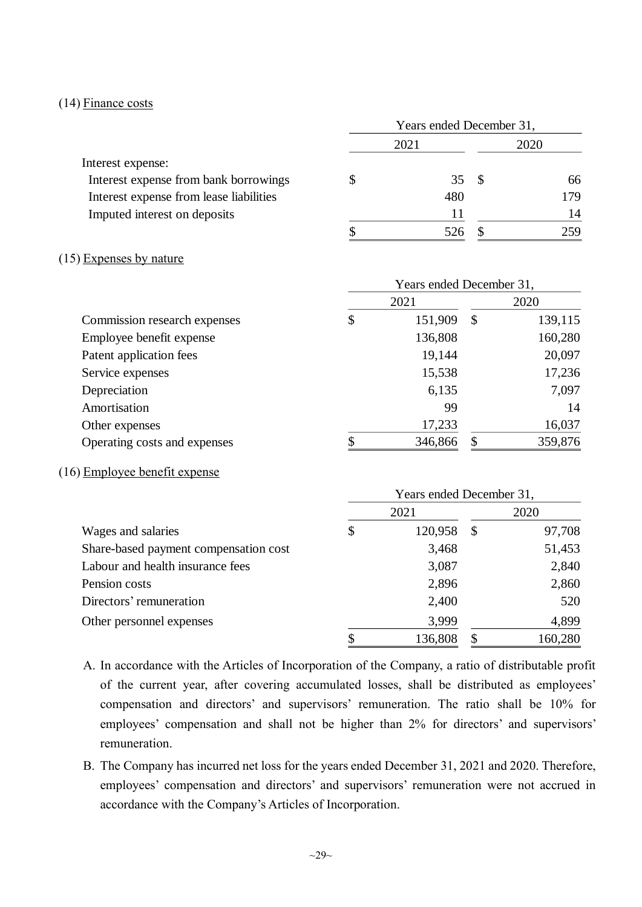(14) Finance costs

| | Years ended December 31, | |
|---|---|---|
| | 2021 | 2020 |
| Interest expense: | | |
| Interest expense from bank borrowings | $ 35 | $ 66 |
| Interest expense from lease liabilities | 480 | 179 |
| Imputed interest on deposits | 11 | 14 |
| | $ 526 | $ 259 |

(15) Expenses by nature

| | Years ended December 31, | |
|---|---|---|
| | 2021 | 2020 |
| Commission research expenses | $ 151,909 | $ 139,115 |
| Employee benefit expense | 136,808 | 160,280 |
| Patent application fees | 19,144 | 20,097 |
| Service expenses | 15,538 | 17,236 |
| Depreciation | 6,135 | 7,097 |
| Amortisation | 99 | 14 |
| Other expenses | 17,233 | 16,037 |
| Operating costs and expenses | $ 346,866 | $ 359,876 |

(16) Employee benefit expense

| | Years ended December 31, | |
|---|---|---|
| | 2021 | 2020 |
| Wages and salaries | $ 120,958 | $ 97,708 |
| Share-based payment compensation cost | 3,468 | 51,453 |
| Labour and health insurance fees | 3,087 | 2,840 |
| Pension costs | 2,896 | 2,860 |
| Directors' remuneration | 2,400 | 520 |
| Other personnel expenses | 3,999 | 4,899 |
| | $ 136,808 | $ 160,280 |

A. In accordance with the Articles of Incorporation of the Company, a ratio of distributable profit of the current year, after covering accumulated losses, shall be distributed as employees' compensation and directors' and supervisors' remuneration. The ratio shall be 10% for employees' compensation and shall not be higher than 2% for directors' and supervisors' remuneration.

B. The Company has incurred net loss for the years ended December 31, 2021 and 2020. Therefore, employees' compensation and directors' and supervisors' remuneration were not accrued in accordance with the Company's Articles of Incorporation.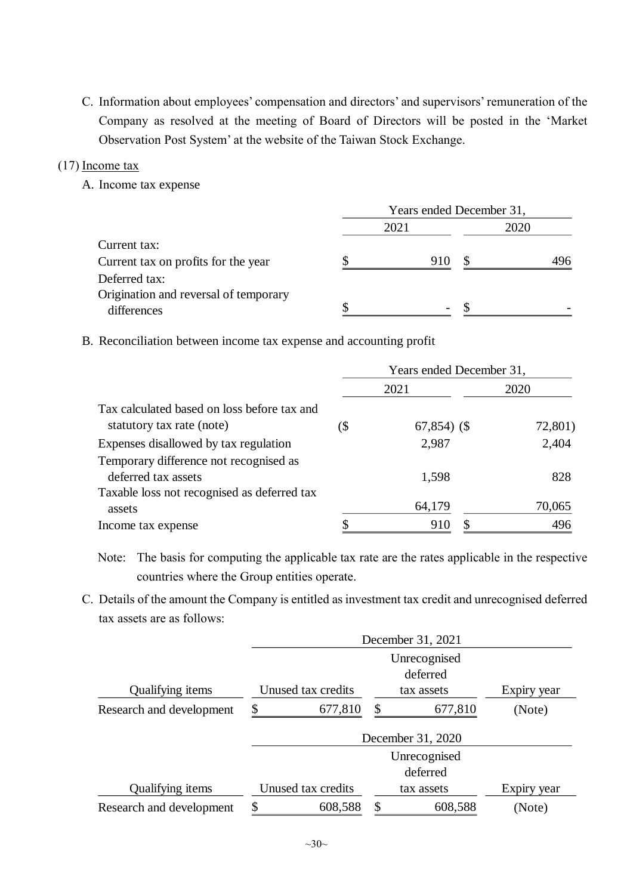C. Information about employees' compensation and directors' and supervisors' remuneration of the Company as resolved at the meeting of Board of Directors will be posted in the 'Market Observation Post System' at the website of the Taiwan Stock Exchange.

(17) Income tax

A. Income tax expense

| | Years ended December 31, | |
|---|---|---|
| | 2021 | 2020 |
| Current tax: | | |
| Current tax on profits for the year | $ 910 | $ 496 |
| Deferred tax: | | |
| Origination and reversal of temporary differences | $ - | $ - |

B. Reconciliation between income tax expense and accounting profit

| | Years ended December 31, | |
|---|---|---|
| | 2021 | 2020 |
| Tax calculated based on loss before tax and statutory tax rate (note) | ($ 67,854) | ($ 72,801) |
| Expenses disallowed by tax regulation | 2,987 | 2,404 |
| Temporary difference not recognised as deferred tax assets | 1,598 | 828 |
| Taxable loss not recognised as deferred tax assets | 64,179 | 70,065 |
| Income tax expense | $ 910 | $ 496 |

Note: The basis for computing the applicable tax rate are the rates applicable in the respective countries where the Group entities operate.

C. Details of the amount the Company is entitled as investment tax credit and unrecognised deferred tax assets are as follows:

| | December 31, 2021 | | |
|---|---|---|---|
| Qualifying items | Unused tax credits | Unrecognised deferred tax assets | Expiry year |
| Research and development | $ 677,810 | $ 677,810 | (Note) |

| | December 31, 2020 | | |
|---|---|---|---|
| Qualifying items | Unused tax credits | Unrecognised deferred tax assets | Expiry year |
| Research and development | $ 608,588 | $ 608,588 | (Note) |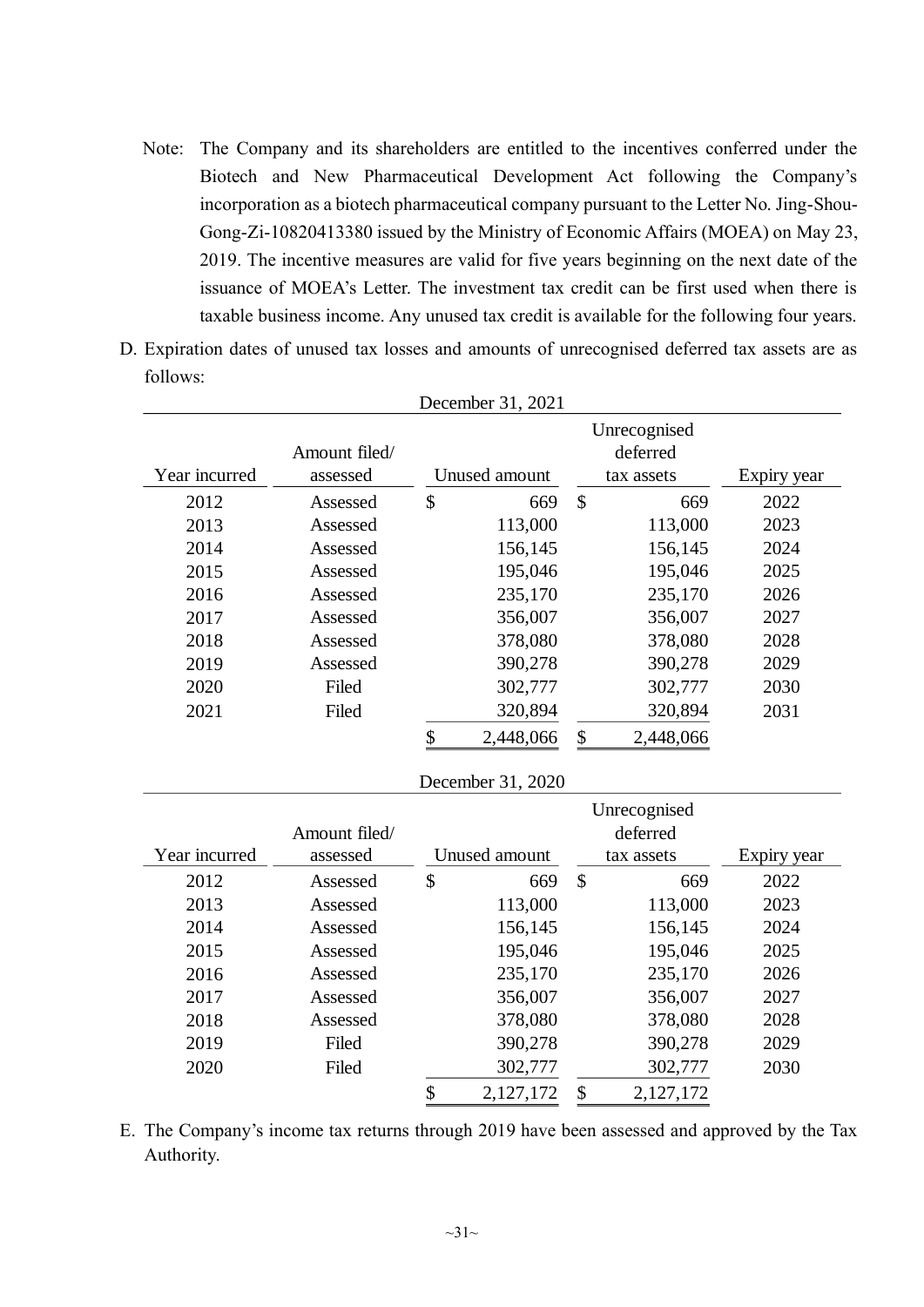Note: The Company and its shareholders are entitled to the incentives conferred under the Biotech and New Pharmaceutical Development Act following the Company's incorporation as a biotech pharmaceutical company pursuant to the Letter No. Jing-Shou-Gong-Zi-10820413380 issued by the Ministry of Economic Affairs (MOEA) on May 23, 2019. The incentive measures are valid for five years beginning on the next date of the issuance of MOEA's Letter. The investment tax credit can be first used when there is taxable business income. Any unused tax credit is available for the following four years.

D. Expiration dates of unused tax losses and amounts of unrecognised deferred tax assets are as follows:

December 31, 2021

| Year incurred | Amount filed/ assessed | Unused amount | Unrecognised deferred tax assets | Expiry year |
|---|---|---|---|---|
| 2012 | Assessed | $ 669 | $ 669 | 2022 |
| 2013 | Assessed | 113,000 | 113,000 | 2023 |
| 2014 | Assessed | 156,145 | 156,145 | 2024 |
| 2015 | Assessed | 195,046 | 195,046 | 2025 |
| 2016 | Assessed | 235,170 | 235,170 | 2026 |
| 2017 | Assessed | 356,007 | 356,007 | 2027 |
| 2018 | Assessed | 378,080 | 378,080 | 2028 |
| 2019 | Assessed | 390,278 | 390,278 | 2029 |
| 2020 | Filed | 302,777 | 302,777 | 2030 |
| 2021 | Filed | 320,894 | 320,894 | 2031 |
| | | $ 2,448,066 | $ 2,448,066 | |

December 31, 2020

| Year incurred | Amount filed/ assessed | Unused amount | Unrecognised deferred tax assets | Expiry year |
|---|---|---|---|---|
| 2012 | Assessed | $ 669 | $ 669 | 2022 |
| 2013 | Assessed | 113,000 | 113,000 | 2023 |
| 2014 | Assessed | 156,145 | 156,145 | 2024 |
| 2015 | Assessed | 195,046 | 195,046 | 2025 |
| 2016 | Assessed | 235,170 | 235,170 | 2026 |
| 2017 | Assessed | 356,007 | 356,007 | 2027 |
| 2018 | Assessed | 378,080 | 378,080 | 2028 |
| 2019 | Filed | 390,278 | 390,278 | 2029 |
| 2020 | Filed | 302,777 | 302,777 | 2030 |
| | | $ 2,127,172 | $ 2,127,172 | |

E. The Company's income tax returns through 2019 have been assessed and approved by the Tax Authority.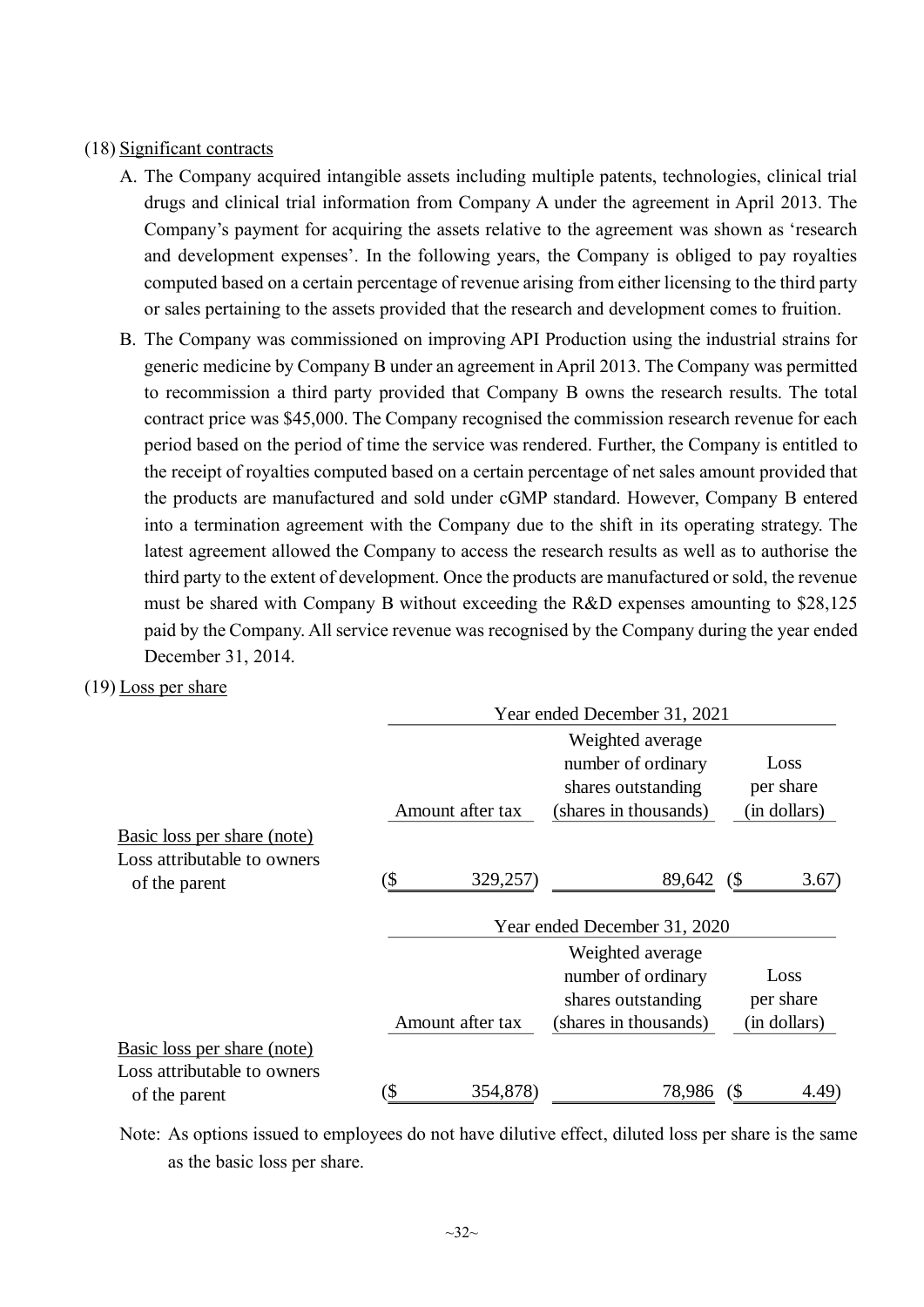(18) Significant contracts

A. The Company acquired intangible assets including multiple patents, technologies, clinical trial drugs and clinical trial information from Company A under the agreement in April 2013. The Company's payment for acquiring the assets relative to the agreement was shown as 'research and development expenses'. In the following years, the Company is obliged to pay royalties computed based on a certain percentage of revenue arising from either licensing to the third party or sales pertaining to the assets provided that the research and development comes to fruition.

B. The Company was commissioned on improving API Production using the industrial strains for generic medicine by Company B under an agreement in April 2013. The Company was permitted to recommission a third party provided that Company B owns the research results. The total contract price was $45,000. The Company recognised the commission research revenue for each period based on the period of time the service was rendered. Further, the Company is entitled to the receipt of royalties computed based on a certain percentage of net sales amount provided that the products are manufactured and sold under cGMP standard. However, Company B entered into a termination agreement with the Company due to the shift in its operating strategy. The latest agreement allowed the Company to access the research results as well as to authorise the third party to the extent of development. Once the products are manufactured or sold, the revenue must be shared with Company B without exceeding the R&D expenses amounting to $28,125 paid by the Company. All service revenue was recognised by the Company during the year ended December 31, 2014.

(19) Loss per share

| | Year ended December 31, 2021 | | |
|---|---|---|---|
| | Amount after tax | Weighted average number of ordinary shares outstanding (shares in thousands) | Loss per share (in dollars) |
| Basic loss per share (note) | | | |
| Loss attributable to owners of the parent | ($ 329,257) | 89,642 | ($ 3.67) |

| | Year ended December 31, 2020 | | |
|---|---|---|---|
| | Amount after tax | Weighted average number of ordinary shares outstanding (shares in thousands) | Loss per share (in dollars) |
| Basic loss per share (note) | | | |
| Loss attributable to owners of the parent | ($ 354,878) | 78,986 | ($ 4.49) |

Note: As options issued to employees do not have dilutive effect, diluted loss per share is the same as the basic loss per share.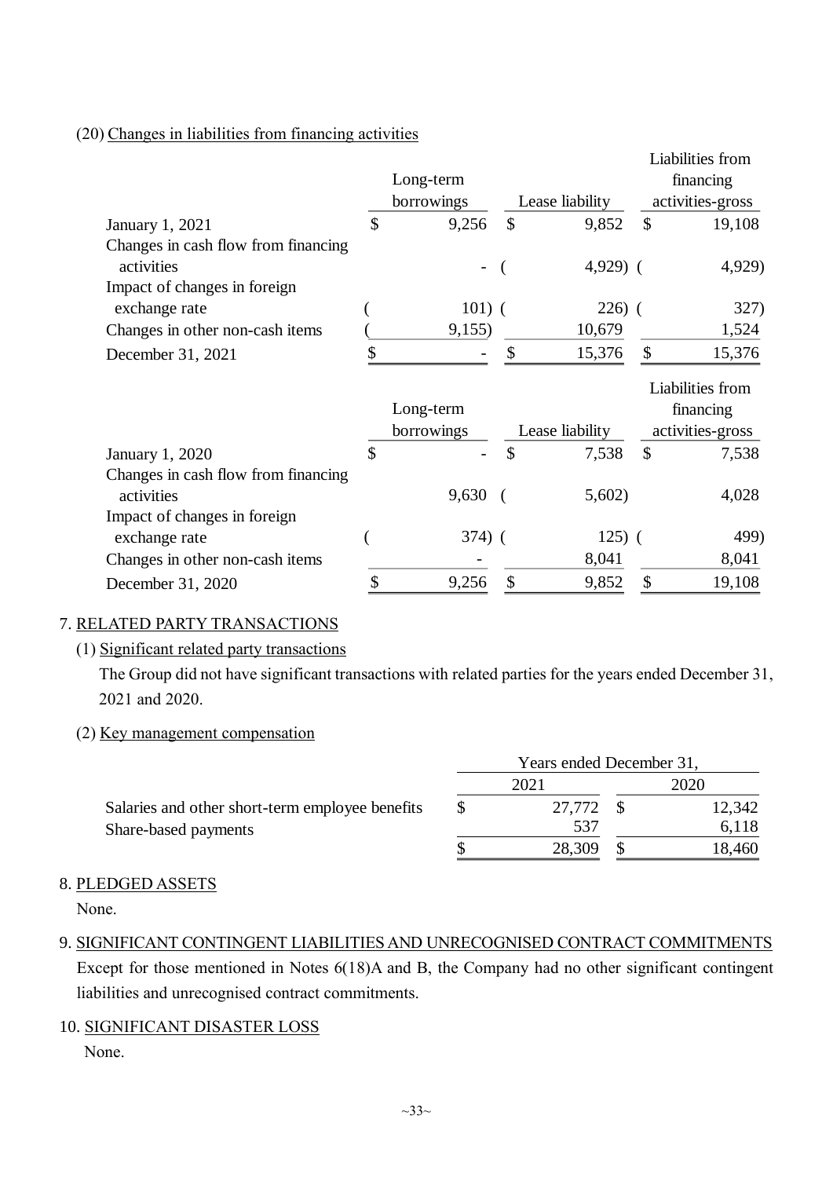(20) Changes in liabilities from financing activities

| | Long-term borrowings | Lease liability | Liabilities from financing activities-gross |
|---|---|---|---|
| January 1, 2021 | $ 9,256 | $ 9,852 | $ 19,108 |
| Changes in cash flow from financing activities | - | ( 4,929) | ( 4,929) |
| Impact of changes in foreign exchange rate | ( 101) | ( 226) | ( 327) |
| Changes in other non-cash items | ( 9,155) | 10,679 | 1,524 |
| December 31, 2021 | $ - | $ 15,376 | $ 15,376 |

| | Long-term borrowings | Lease liability | Liabilities from financing activities-gross |
|---|---|---|---|
| January 1, 2020 | $ - | $ 7,538 | $ 7,538 |
| Changes in cash flow from financing activities | 9,630 | ( 5,602) | 4,028 |
| Impact of changes in foreign exchange rate | ( 374) | ( 125) | ( 499) |
| Changes in other non-cash items | - | 8,041 | 8,041 |
| December 31, 2020 | $ 9,256 | $ 9,852 | $ 19,108 |

7. RELATED PARTY TRANSACTIONS

(1) Significant related party transactions

The Group did not have significant transactions with related parties for the years ended December 31, 2021 and 2020.

(2) Key management compensation

| | Years ended December 31, | |
|---|---|---|
| | 2021 | 2020 |
| Salaries and other short-term employee benefits | $ 27,772 | $ 12,342 |
| Share-based payments | 537 | 6,118 |
| | $ 28,309 | $ 18,460 |

8. PLEDGED ASSETS

None.

9. SIGNIFICANT CONTINGENT LIABILITIES AND UNRECOGNISED CONTRACT COMMITMENTS

Except for those mentioned in Notes 6(18)A and B, the Company had no other significant contingent liabilities and unrecognised contract commitments.

10. SIGNIFICANT DISASTER LOSS

None.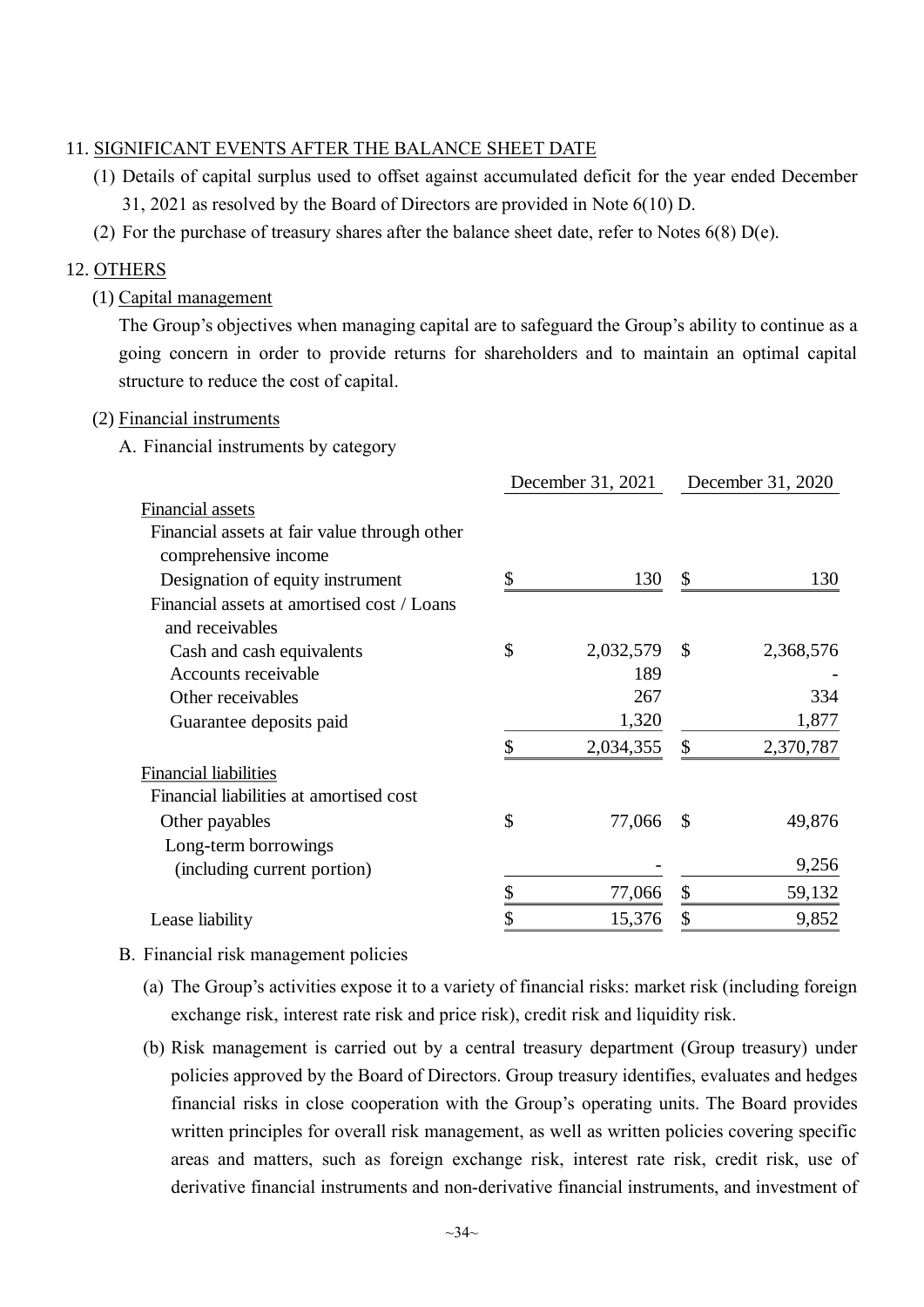## 11. SIGNIFICANT EVENTS AFTER THE BALANCE SHEET DATE

(1) Details of capital surplus used to offset against accumulated deficit for the year ended December 31, 2021 as resolved by the Board of Directors are provided in Note 6(10) D.

(2) For the purchase of treasury shares after the balance sheet date, refer to Notes 6(8) D(e).

## 12. OTHERS

### (1) Capital management

The Group's objectives when managing capital are to safeguard the Group's ability to continue as a going concern in order to provide returns for shareholders and to maintain an optimal capital structure to reduce the cost of capital.

### (2) Financial instruments

A. Financial instruments by category

| | December 31, 2021 | December 31, 2020 |
|---|---|---|
| Financial assets | | |
| Financial assets at fair value through other comprehensive income | | |
| Designation of equity instrument | $ 130 | $ 130 |
| Financial assets at amortised cost / Loans and receivables | | |
| Cash and cash equivalents | $ 2,032,579 | $ 2,368,576 |
| Accounts receivable | 189 | - |
| Other receivables | 267 | 334 |
| Guarantee deposits paid | 1,320 | 1,877 |
| | $ 2,034,355 | $ 2,370,787 |
| Financial liabilities | | |
| Financial liabilities at amortised cost | | |
| Other payables | $ 77,066 | $ 49,876 |
| Long-term borrowings (including current portion) | - | 9,256 |
| | $ 77,066 | $ 59,132 |
| Lease liability | $ 15,376 | $ 9,852 |

B. Financial risk management policies

(a) The Group's activities expose it to a variety of financial risks: market risk (including foreign exchange risk, interest rate risk and price risk), credit risk and liquidity risk.

(b) Risk management is carried out by a central treasury department (Group treasury) under policies approved by the Board of Directors. Group treasury identifies, evaluates and hedges financial risks in close cooperation with the Group's operating units. The Board provides written principles for overall risk management, as well as written policies covering specific areas and matters, such as foreign exchange risk, interest rate risk, credit risk, use of derivative financial instruments and non-derivative financial instruments, and investment of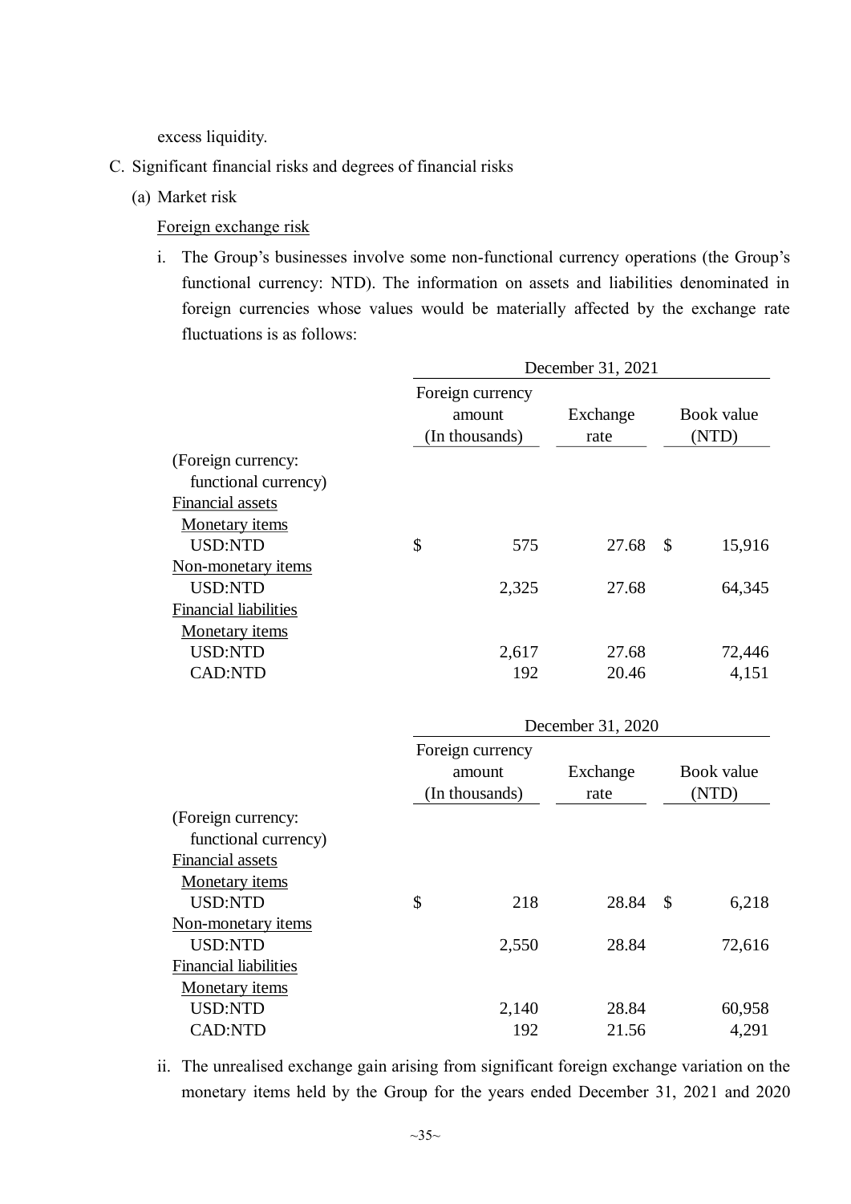excess liquidity.

C. Significant financial risks and degrees of financial risks

(a) Market risk

Foreign exchange risk

i. The Group's businesses involve some non-functional currency operations (the Group's functional currency: NTD). The information on assets and liabilities denominated in foreign currencies whose values would be materially affected by the exchange rate fluctuations is as follows:

| | December 31, 2021 | | |
|---|---|---|---|
| | Foreign currency amount (In thousands) | Exchange rate | Book value (NTD) |
| (Foreign currency: functional currency) | | | |
| Financial assets | | | |
| Monetary items | | | |
| USD:NTD | $ 575 | 27.68 | $ 15,916 |
| Non-monetary items | | | |
| USD:NTD | 2,325 | 27.68 | 64,345 |
| Financial liabilities | | | |
| Monetary items | | | |
| USD:NTD | 2,617 | 27.68 | 72,446 |
| CAD:NTD | 192 | 20.46 | 4,151 |

| | December 31, 2020 | | |
|---|---|---|---|
| | Foreign currency amount (In thousands) | Exchange rate | Book value (NTD) |
| (Foreign currency: functional currency) | | | |
| Financial assets | | | |
| Monetary items | | | |
| USD:NTD | $ 218 | 28.84 | $ 6,218 |
| Non-monetary items | | | |
| USD:NTD | 2,550 | 28.84 | 72,616 |
| Financial liabilities | | | |
| Monetary items | | | |
| USD:NTD | 2,140 | 28.84 | 60,958 |
| CAD:NTD | 192 | 21.56 | 4,291 |

ii. The unrealised exchange gain arising from significant foreign exchange variation on the monetary items held by the Group for the years ended December 31, 2021 and 2020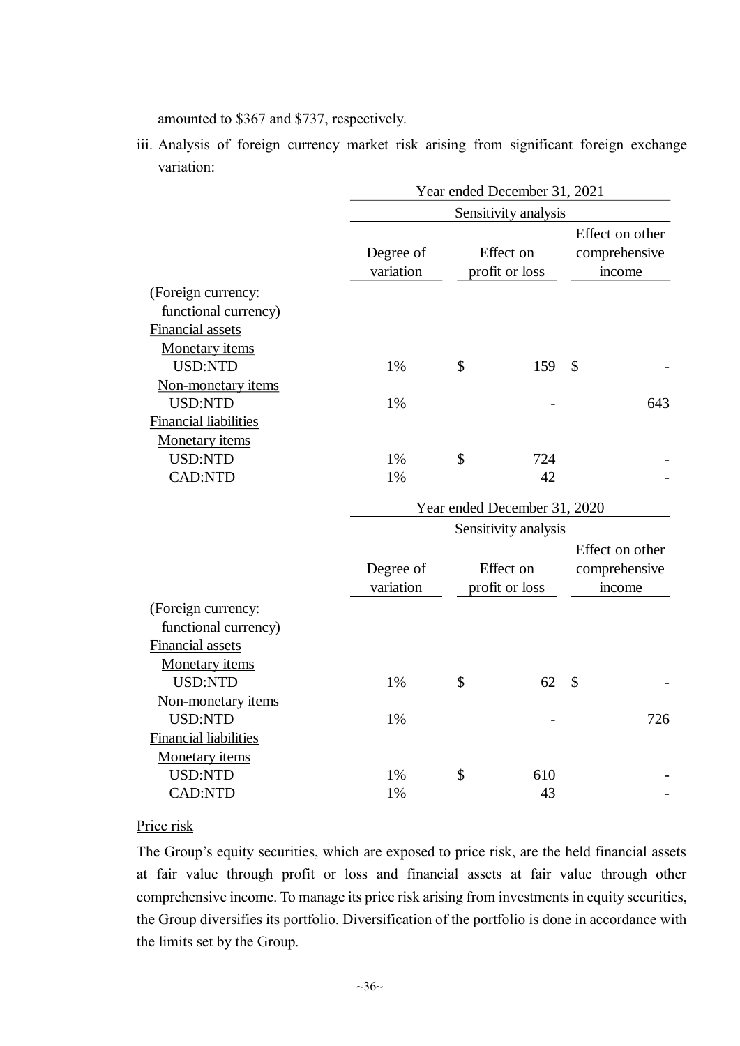amounted to $367 and $737, respectively.

iii. Analysis of foreign currency market risk arising from significant foreign exchange variation:

| | Year ended December 31, 2021 | | |
|---|---|---|---|
| | Sensitivity analysis | | |
| | Degree of variation | Effect on profit or loss | Effect on other comprehensive income |
| (Foreign currency: functional currency) | | | |
| Financial assets | | | |
| Monetary items | | | |
| USD:NTD | 1% | $ 159 | $ - |
| Non-monetary items | | | |
| USD:NTD | 1% | - | 643 |
| Financial liabilities | | | |
| Monetary items | | | |
| USD:NTD | 1% | $ 724 | - |
| CAD:NTD | 1% | 42 | - |

| | Year ended December 31, 2020 | | |
|---|---|---|---|
| | Sensitivity analysis | | |
| | Degree of variation | Effect on profit or loss | Effect on other comprehensive income |
| (Foreign currency: functional currency) | | | |
| Financial assets | | | |
| Monetary items | | | |
| USD:NTD | 1% | $ 62 | $ - |
| Non-monetary items | | | |
| USD:NTD | 1% | - | 726 |
| Financial liabilities | | | |
| Monetary items | | | |
| USD:NTD | 1% | $ 610 | - |
| CAD:NTD | 1% | 43 | - |

Price risk

The Group's equity securities, which are exposed to price risk, are the held financial assets at fair value through profit or loss and financial assets at fair value through other comprehensive income. To manage its price risk arising from investments in equity securities, the Group diversifies its portfolio. Diversification of the portfolio is done in accordance with the limits set by the Group.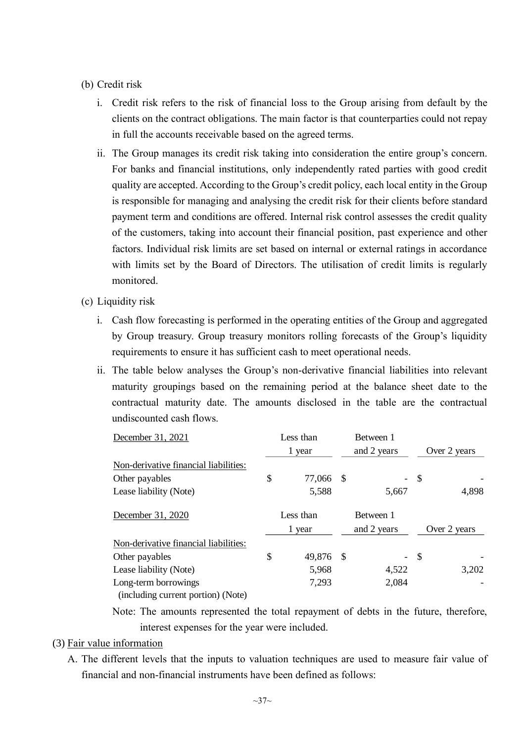(b) Credit risk

i. Credit risk refers to the risk of financial loss to the Group arising from default by the clients on the contract obligations. The main factor is that counterparties could not repay in full the accounts receivable based on the agreed terms.

ii. The Group manages its credit risk taking into consideration the entire group's concern. For banks and financial institutions, only independently rated parties with good credit quality are accepted. According to the Group's credit policy, each local entity in the Group is responsible for managing and analysing the credit risk for their clients before standard payment term and conditions are offered. Internal risk control assesses the credit quality of the customers, taking into account their financial position, past experience and other factors. Individual risk limits are set based on internal or external ratings in accordance with limits set by the Board of Directors. The utilisation of credit limits is regularly monitored.

(c) Liquidity risk

i. Cash flow forecasting is performed in the operating entities of the Group and aggregated by Group treasury. Group treasury monitors rolling forecasts of the Group's liquidity requirements to ensure it has sufficient cash to meet operational needs.

ii. The table below analyses the Group's non-derivative financial liabilities into relevant maturity groupings based on the remaining period at the balance sheet date to the contractual maturity date. The amounts disclosed in the table are the contractual undiscounted cash flows.

| December 31, 2021 | Less than 1 year | Between 1 and 2 years | Over 2 years |
|---|---|---|---|
| Non-derivative financial liabilities: | | | |
| Other payables | $ 77,066 | $ - | $ - |
| Lease liability (Note) | 5,588 | 5,667 | 4,898 |

| December 31, 2020 | Less than 1 year | Between 1 and 2 years | Over 2 years |
|---|---|---|---|
| Non-derivative financial liabilities: | | | |
| Other payables | $ 49,876 | $ - | $ - |
| Lease liability (Note) | 5,968 | 4,522 | 3,202 |
| Long-term borrowings (including current portion) (Note) | 7,293 | 2,084 | - |

Note: The amounts represented the total repayment of debts in the future, therefore, interest expenses for the year were included.

(3) Fair value information

A. The different levels that the inputs to valuation techniques are used to measure fair value of financial and non-financial instruments have been defined as follows: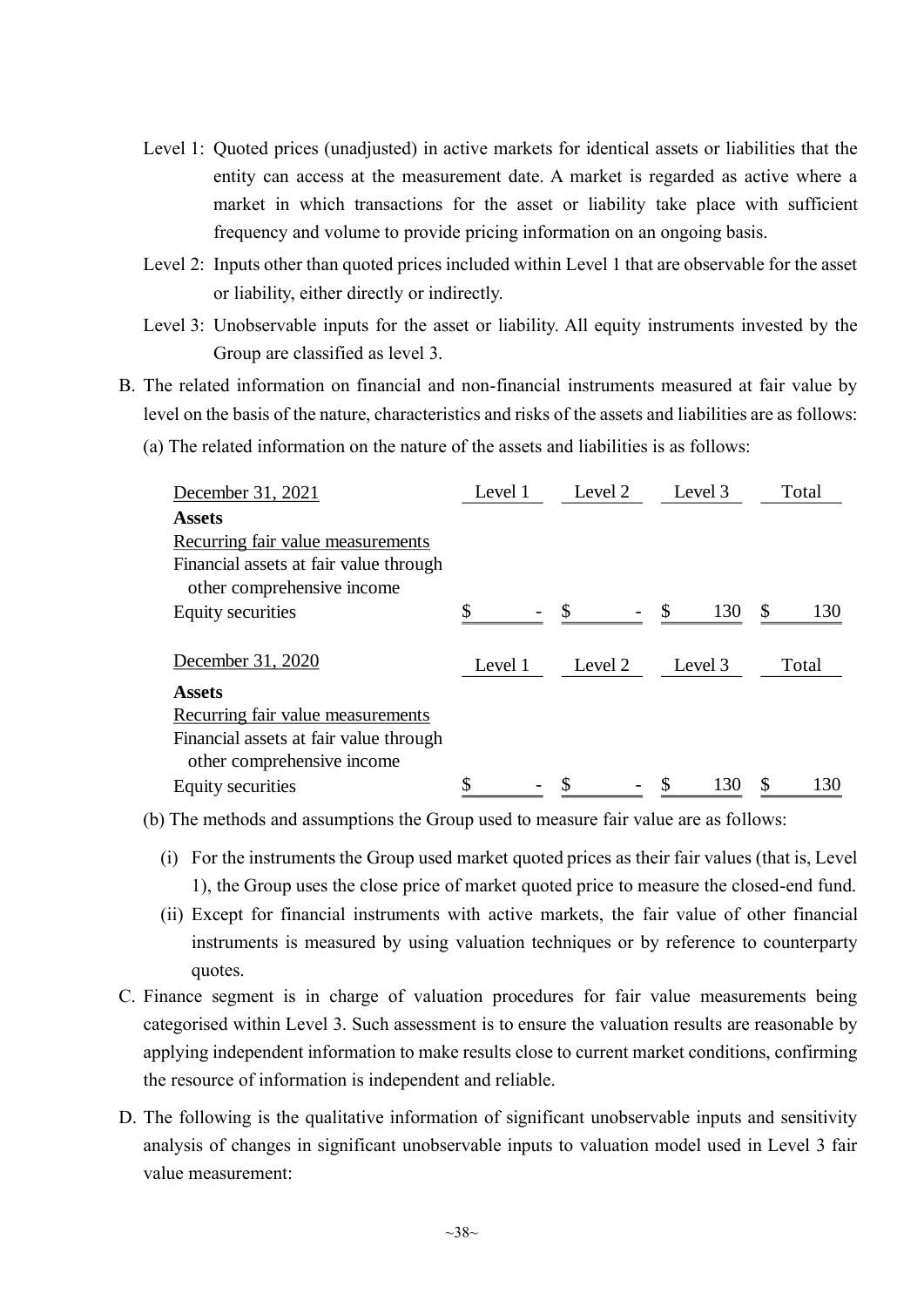Level 1: Quoted prices (unadjusted) in active markets for identical assets or liabilities that the entity can access at the measurement date. A market is regarded as active where a market in which transactions for the asset or liability take place with sufficient frequency and volume to provide pricing information on an ongoing basis.

Level 2: Inputs other than quoted prices included within Level 1 that are observable for the asset or liability, either directly or indirectly.

Level 3: Unobservable inputs for the asset or liability. All equity instruments invested by the Group are classified as level 3.

B. The related information on financial and non-financial instruments measured at fair value by level on the basis of the nature, characteristics and risks of the assets and liabilities are as follows:

(a) The related information on the nature of the assets and liabilities is as follows:

| December 31, 2021 | Level 1 | Level 2 | Level 3 | Total |
|---|---|---|---|---|
| **Assets** | | | | |
| Recurring fair value measurements | | | | |
| Financial assets at fair value through other comprehensive income | | | | |
| Equity securities | $ - | $ - | $ 130 | $ 130 |

| December 31, 2020 | Level 1 | Level 2 | Level 3 | Total |
|---|---|---|---|---|
| **Assets** | | | | |
| Recurring fair value measurements | | | | |
| Financial assets at fair value through other comprehensive income | | | | |
| Equity securities | $ - | $ - | $ 130 | $ 130 |

(b) The methods and assumptions the Group used to measure fair value are as follows:

(i) For the instruments the Group used market quoted prices as their fair values (that is, Level 1), the Group uses the close price of market quoted price to measure the closed-end fund.

(ii) Except for financial instruments with active markets, the fair value of other financial instruments is measured by using valuation techniques or by reference to counterparty quotes.

C. Finance segment is in charge of valuation procedures for fair value measurements being categorised within Level 3. Such assessment is to ensure the valuation results are reasonable by applying independent information to make results close to current market conditions, confirming the resource of information is independent and reliable.

D. The following is the qualitative information of significant unobservable inputs and sensitivity analysis of changes in significant unobservable inputs to valuation model used in Level 3 fair value measurement: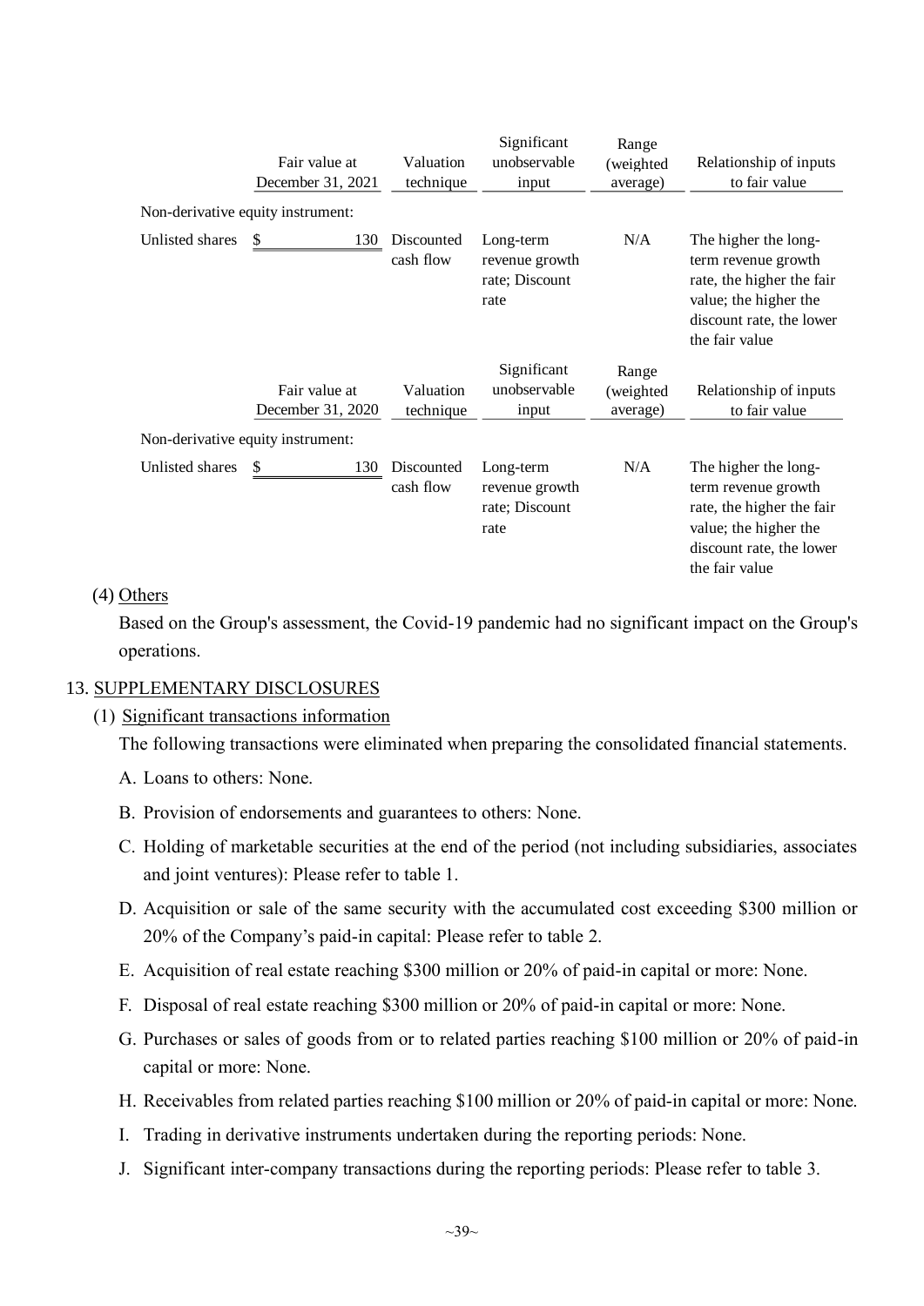| | Fair value at December 31, 2021 | Valuation technique | Significant unobservable input | Range (weighted average) | Relationship of inputs to fair value |
|---|---|---|---|---|---|
| Non-derivative equity instrument: | | | | | |
| Unlisted shares | $ 130 | Discounted cash flow | Long-term revenue growth rate; Discount rate | N/A | The higher the long-term revenue growth rate, the higher the fair value; the higher the discount rate, the lower the fair value |

| | Fair value at December 31, 2020 | Valuation technique | Significant unobservable input | Range (weighted average) | Relationship of inputs to fair value |
|---|---|---|---|---|---|
| Non-derivative equity instrument: | | | | | |
| Unlisted shares | $ 130 | Discounted cash flow | Long-term revenue growth rate; Discount rate | N/A | The higher the long-term revenue growth rate, the higher the fair value; the higher the discount rate, the lower the fair value |

(4) Others

Based on the Group's assessment, the Covid-19 pandemic had no significant impact on the Group's operations.

## 13. SUPPLEMENTARY DISCLOSURES

(1) Significant transactions information

The following transactions were eliminated when preparing the consolidated financial statements.

A. Loans to others: None.

B. Provision of endorsements and guarantees to others: None.

C. Holding of marketable securities at the end of the period (not including subsidiaries, associates and joint ventures): Please refer to table 1.

D. Acquisition or sale of the same security with the accumulated cost exceeding $300 million or 20% of the Company's paid-in capital: Please refer to table 2.

E. Acquisition of real estate reaching $300 million or 20% of paid-in capital or more: None.

F. Disposal of real estate reaching $300 million or 20% of paid-in capital or more: None.

G. Purchases or sales of goods from or to related parties reaching $100 million or 20% of paid-in capital or more: None.

H. Receivables from related parties reaching $100 million or 20% of paid-in capital or more: None.

I. Trading in derivative instruments undertaken during the reporting periods: None.

J. Significant inter-company transactions during the reporting periods: Please refer to table 3.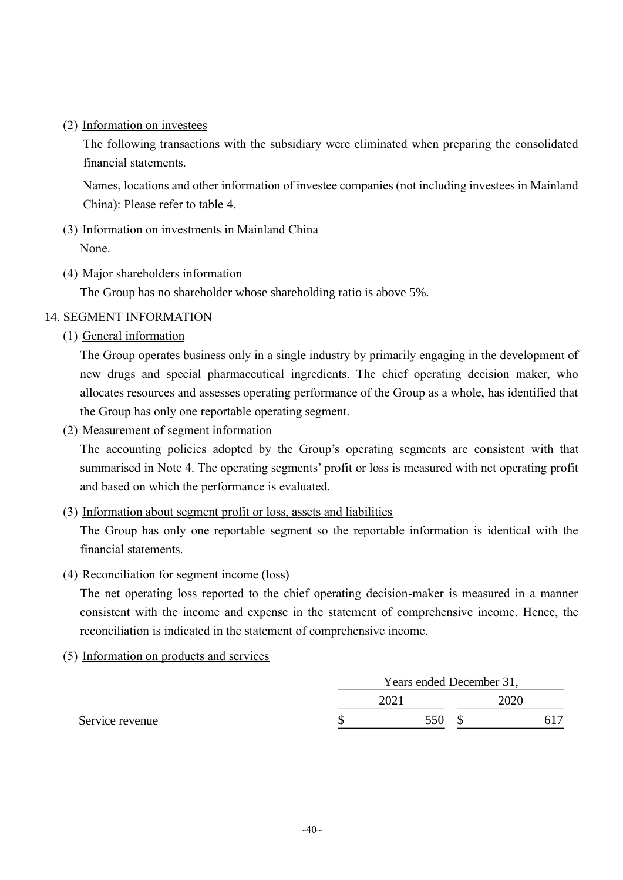(2) Information on investees

The following transactions with the subsidiary were eliminated when preparing the consolidated financial statements.

Names, locations and other information of investee companies (not including investees in Mainland China): Please refer to table 4.

(3) Information on investments in Mainland China

None.

(4) Major shareholders information

The Group has no shareholder whose shareholding ratio is above 5%.

## 14. SEGMENT INFORMATION

(1) General information

The Group operates business only in a single industry by primarily engaging in the development of new drugs and special pharmaceutical ingredients. The chief operating decision maker, who allocates resources and assesses operating performance of the Group as a whole, has identified that the Group has only one reportable operating segment.

(2) Measurement of segment information

The accounting policies adopted by the Group's operating segments are consistent with that summarised in Note 4. The operating segments' profit or loss is measured with net operating profit and based on which the performance is evaluated.

(3) Information about segment profit or loss, assets and liabilities

The Group has only one reportable segment so the reportable information is identical with the financial statements.

(4) Reconciliation for segment income (loss)

The net operating loss reported to the chief operating decision-maker is measured in a manner consistent with the income and expense in the statement of comprehensive income. Hence, the reconciliation is indicated in the statement of comprehensive income.

(5) Information on products and services

| | Years ended December 31, | |
|---|---|---|
| | 2021 | 2020 |
| Service revenue | $ 550 | $ 617 |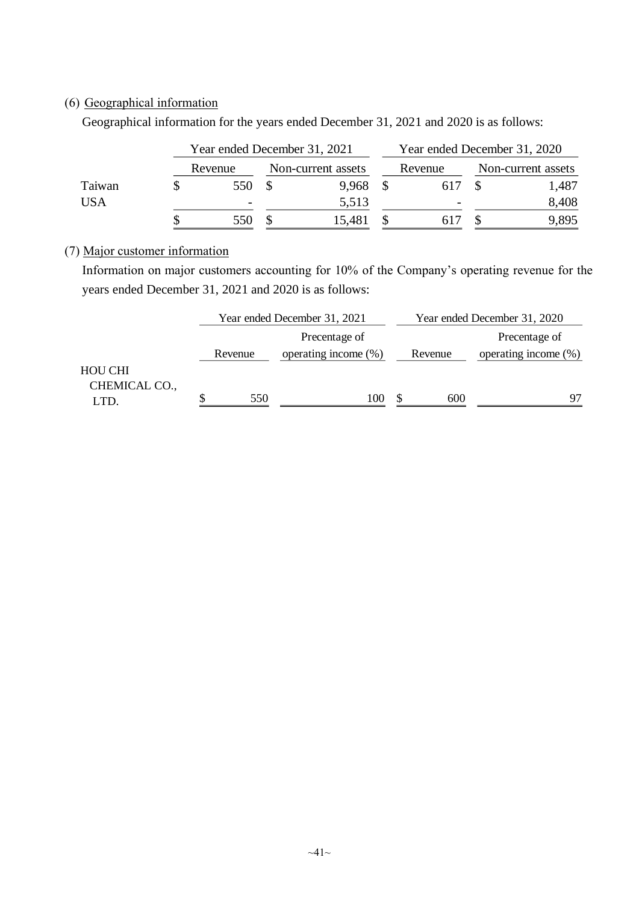(6) Geographical information

Geographical information for the years ended December 31, 2021 and 2020 is as follows:

| | Year ended December 31, 2021 | | Year ended December 31, 2020 | |
|---|---|---|---|---|
| | Revenue | Non-current assets | Revenue | Non-current assets |
| Taiwan | $ 550 | $ 9,968 | $ 617 | $ 1,487 |
| USA | - | 5,513 | - | 8,408 |
| | $ 550 | $ 15,481 | $ 617 | $ 9,895 |

(7) Major customer information

Information on major customers accounting for 10% of the Company's operating revenue for the years ended December 31, 2021 and 2020 is as follows:

| | Year ended December 31, 2021 | | Year ended December 31, 2020 | |
|---|---|---|---|---|
| | Revenue | Precentage of operating income (%) | Revenue | Precentage of operating income (%) |
| HOU CHI CHEMICAL CO., LTD. | $ 550 | 100 | $ 600 | 97 |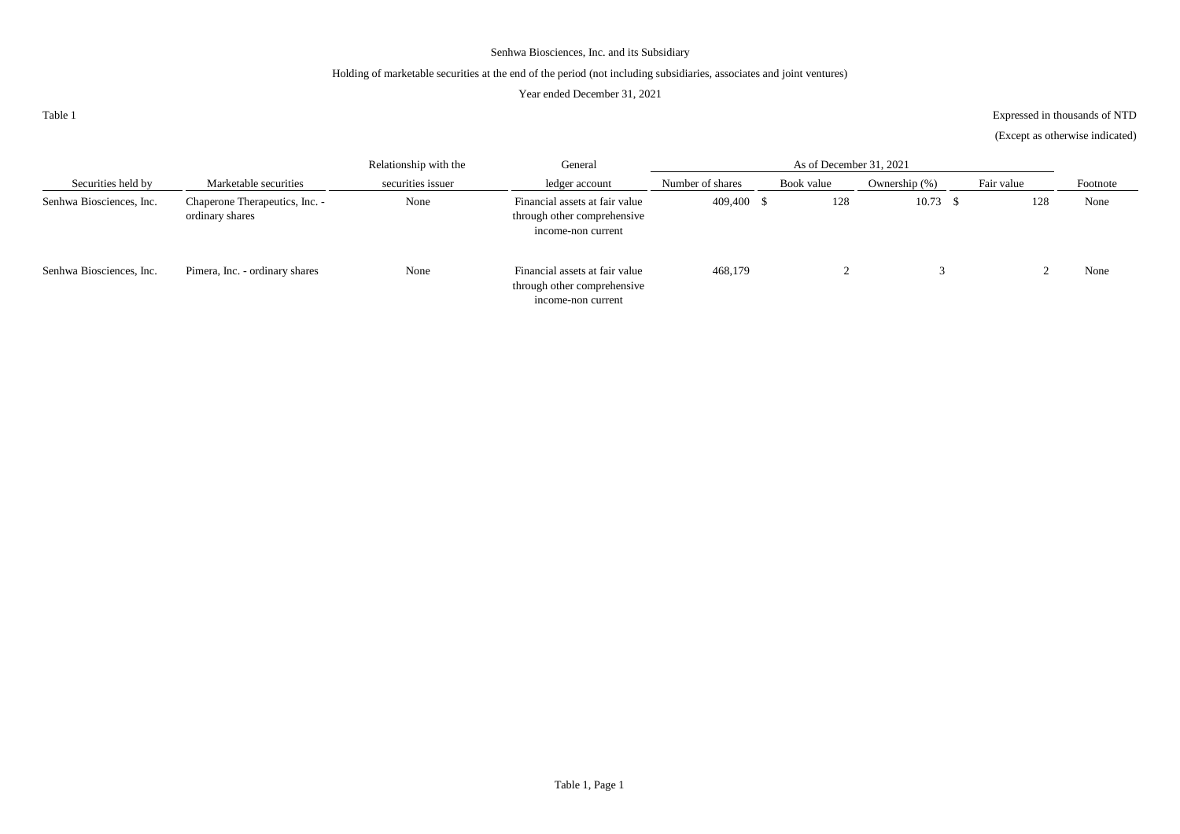Senhwa Biosciences, Inc. and its Subsidiary

Holding of marketable securities at the end of the period (not including subsidiaries, associates and joint ventures)

Year ended December 31, 2021

Table 1

Expressed in thousands of NTD

(Except as otherwise indicated)

| Securities held by | Marketable securities | Relationship with the securities issuer | General ledger account | As of December 31, 2021 | | | | Footnote |
|---|---|---|---|---|---|---|---|---|
| | | | | Number of shares | Book value | Ownership (%) | Fair value | |
| Senhwa Biosciences, Inc. | Chaperone Therapeutics, Inc. - ordinary shares | None | Financial assets at fair value through other comprehensive income-non current | 409,400 | $ 128 | 10.73 | $ 128 | None |
| Senhwa Biosciences, Inc. | Pimera, Inc. - ordinary shares | None | Financial assets at fair value through other comprehensive income-non current | 468,179 | 2 | 3 | 2 | None |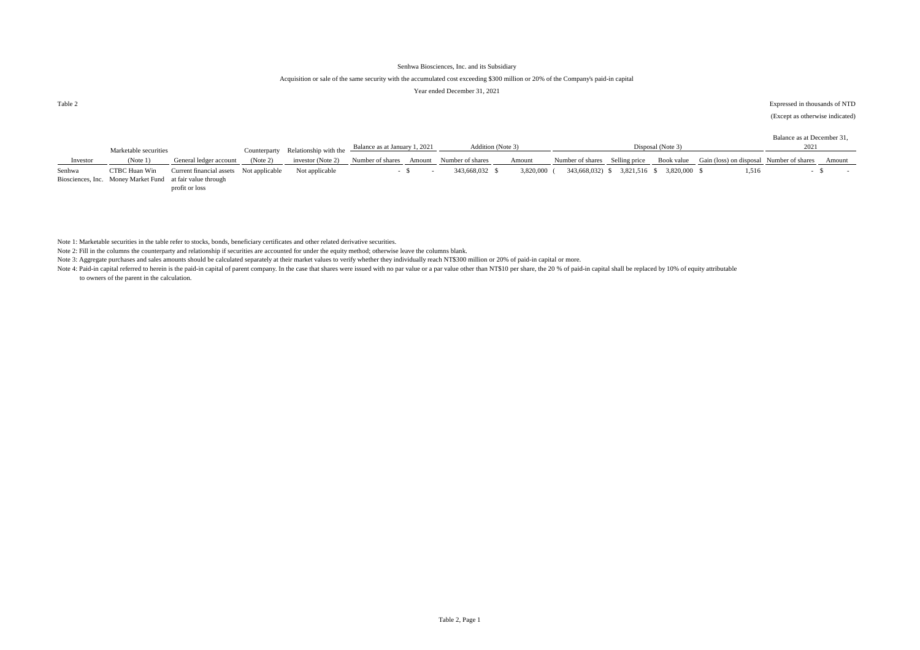Senhwa Biosciences, Inc. and its Subsidiary

Acquisition or sale of the same security with the accumulated cost exceeding $300 million or 20% of the Company's paid-in capital

Year ended December 31, 2021

Table 2

Expressed in thousands of NTD

(Except as otherwise indicated)

| Investor | Marketable securities (Note 1) | General ledger account | Counterparty (Note 2) | Relationship with the investor (Note 2) | Balance as at January 1, 2021 | | Addition (Note 3) | | Disposal (Note 3) | | | | Balance as at December 31, 2021 | |
|---|---|---|---|---|---|---|---|---|---|---|---|---|---|---|
| | | | | | Number of shares | Amount | Number of shares | Amount | Number of shares | Selling price | Book value | Gain (loss) on disposal | Number of shares | Amount |
| Senhwa Biosciences, Inc. | CTBC Huan Win Money Market Fund | Current financial assets at fair value through profit or loss | Not applicable | Not applicable | - | $ - | 343,668,032 | $ 3,820,000 | ( 343,668,032) | $ 3,821,516 | $ 3,820,000 | $ 1,516 | - | $ - |

Note 1: Marketable securities in the table refer to stocks, bonds, beneficiary certificates and other related derivative securities.

Note 2: Fill in the columns the counterparty and relationship if securities are accounted for under the equity method; otherwise leave the columns blank.

Note 3: Aggregate purchases and sales amounts should be calculated separately at their market values to verify whether they individually reach NT$300 million or 20% of paid-in capital or more.

Note 4: Paid-in capital referred to herein is the paid-in capital of parent company. In the case that shares were issued with no par value or a par value other than NT$10 per share, the 20 % of paid-in capital shall be replaced by 10% of equity attributable to owners of the parent in the calculation.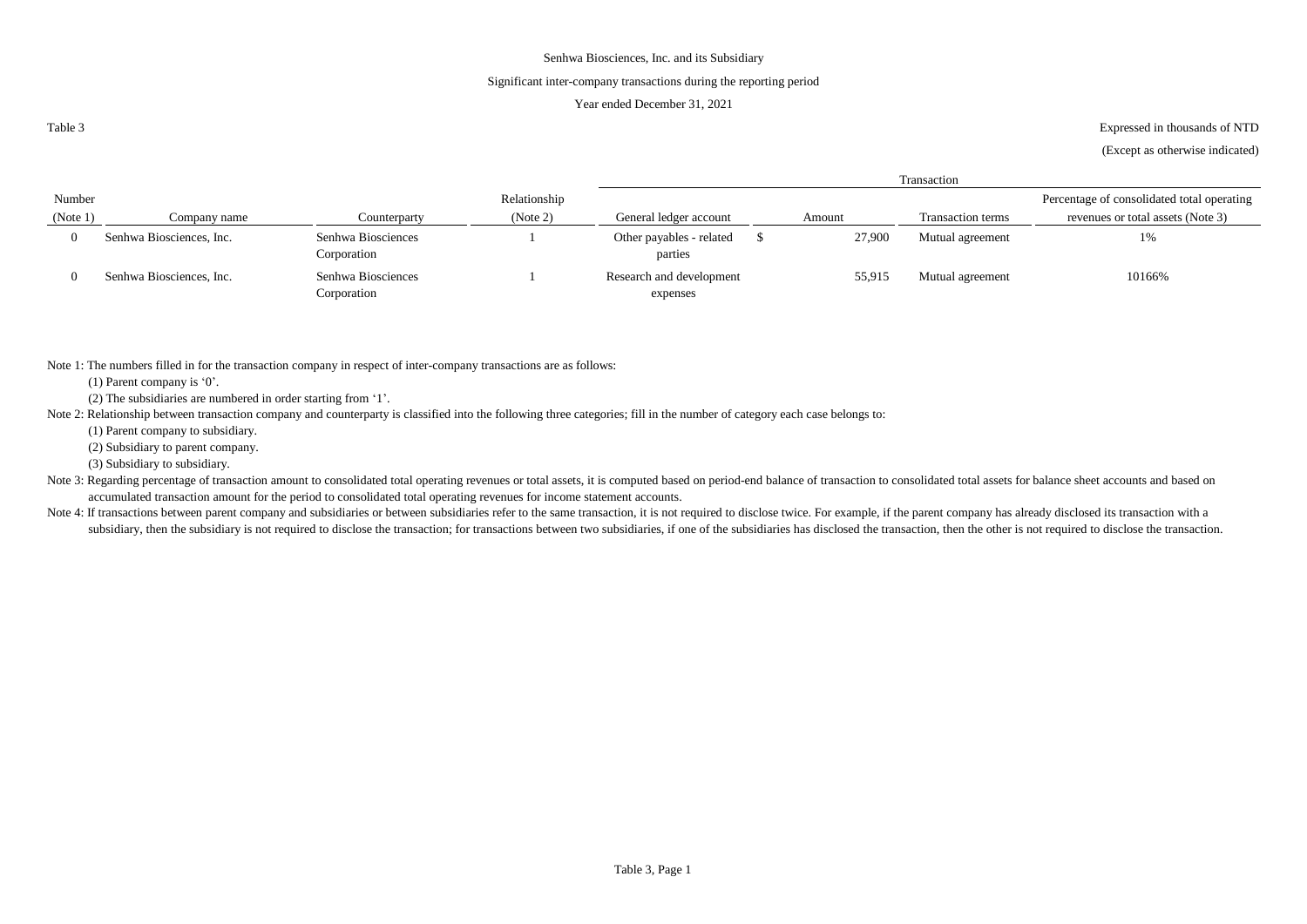Senhwa Biosciences, Inc. and its Subsidiary

Significant inter-company transactions during the reporting period

Year ended December 31, 2021

Table 3

Expressed in thousands of NTD

(Except as otherwise indicated)

| Number (Note 1) | Company name | Counterparty | Relationship (Note 2) | Transaction | | | |
|---|---|---|---|---|---|---|---|
| | | | | General ledger account | Amount | Transaction terms | Percentage of consolidated total operating revenues or total assets (Note 3) |
| 0 | Senhwa Biosciences, Inc. | Senhwa Biosciences Corporation | 1 | Other payables - related parties | $ 27,900 | Mutual agreement | 1% |
| 0 | Senhwa Biosciences, Inc. | Senhwa Biosciences Corporation | 1 | Research and development expenses | 55,915 | Mutual agreement | 10166% |

Note 1: The numbers filled in for the transaction company in respect of inter-company transactions are as follows:

(1) Parent company is '0'.

(2) The subsidiaries are numbered in order starting from '1'.

Note 2: Relationship between transaction company and counterparty is classified into the following three categories; fill in the number of category each case belongs to:

(1) Parent company to subsidiary.

(2) Subsidiary to parent company.

(3) Subsidiary to subsidiary.

Note 3: Regarding percentage of transaction amount to consolidated total operating revenues or total assets, it is computed based on period-end balance of transaction to consolidated total assets for balance sheet accounts and based on accumulated transaction amount for the period to consolidated total operating revenues for income statement accounts.

Note 4: If transactions between parent company and subsidiaries or between subsidiaries refer to the same transaction, it is not required to disclose twice. For example, if the parent company has already disclosed its transaction with a subsidiary, then the subsidiary is not required to disclose the transaction; for transactions between two subsidiaries, if one of the subsidiaries has disclosed the transaction, then the other is not required to disclose the transaction.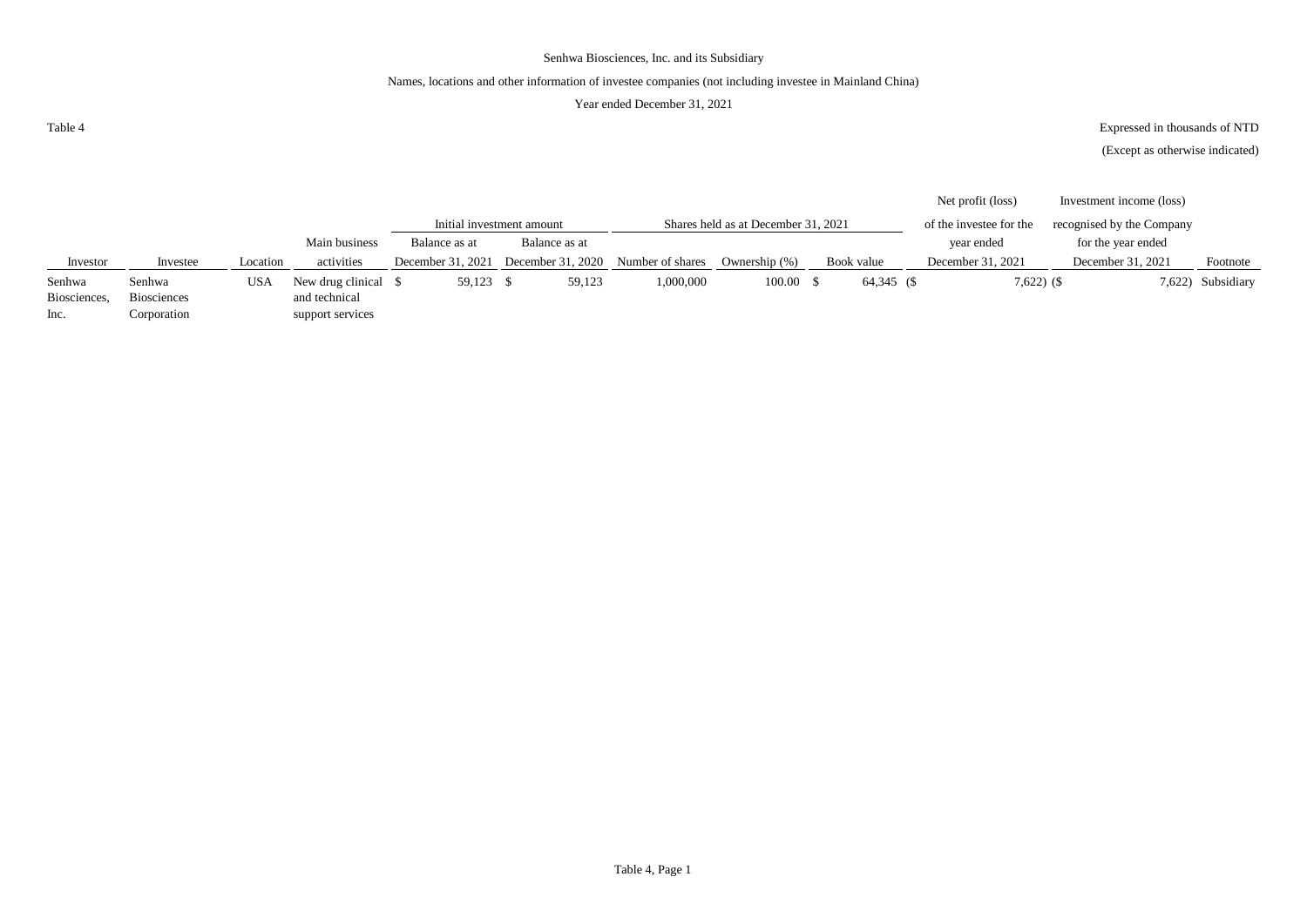Senhwa Biosciences, Inc. and its Subsidiary

Names, locations and other information of investee companies (not including investee in Mainland China)

Year ended December 31, 2021

Table 4

Expressed in thousands of NTD

(Except as otherwise indicated)

| | | | | Initial investment amount | | Shares held as at December 31, 2021 | | | Net profit (loss) of the investee for the year ended | Investment income (loss) recognised by the Company for the year ended | |
|---|---|---|---|---|---|---|---|---|---|---|---|
| Investor | Investee | Location | Main business activities | Balance as at December 31, 2021 | Balance as at December 31, 2020 | Number of shares | Ownership (%) | Book value | December 31, 2021 | December 31, 2021 | Footnote |
| Senhwa Biosciences, Inc. | Senhwa Biosciences Corporation | USA | New drug clinical and technical support services | $ 59,123 | $ 59,123 | 1,000,000 | 100.00 | $ 64,345 | ($ 7,622) | ($ 7,622) | Subsidiary |